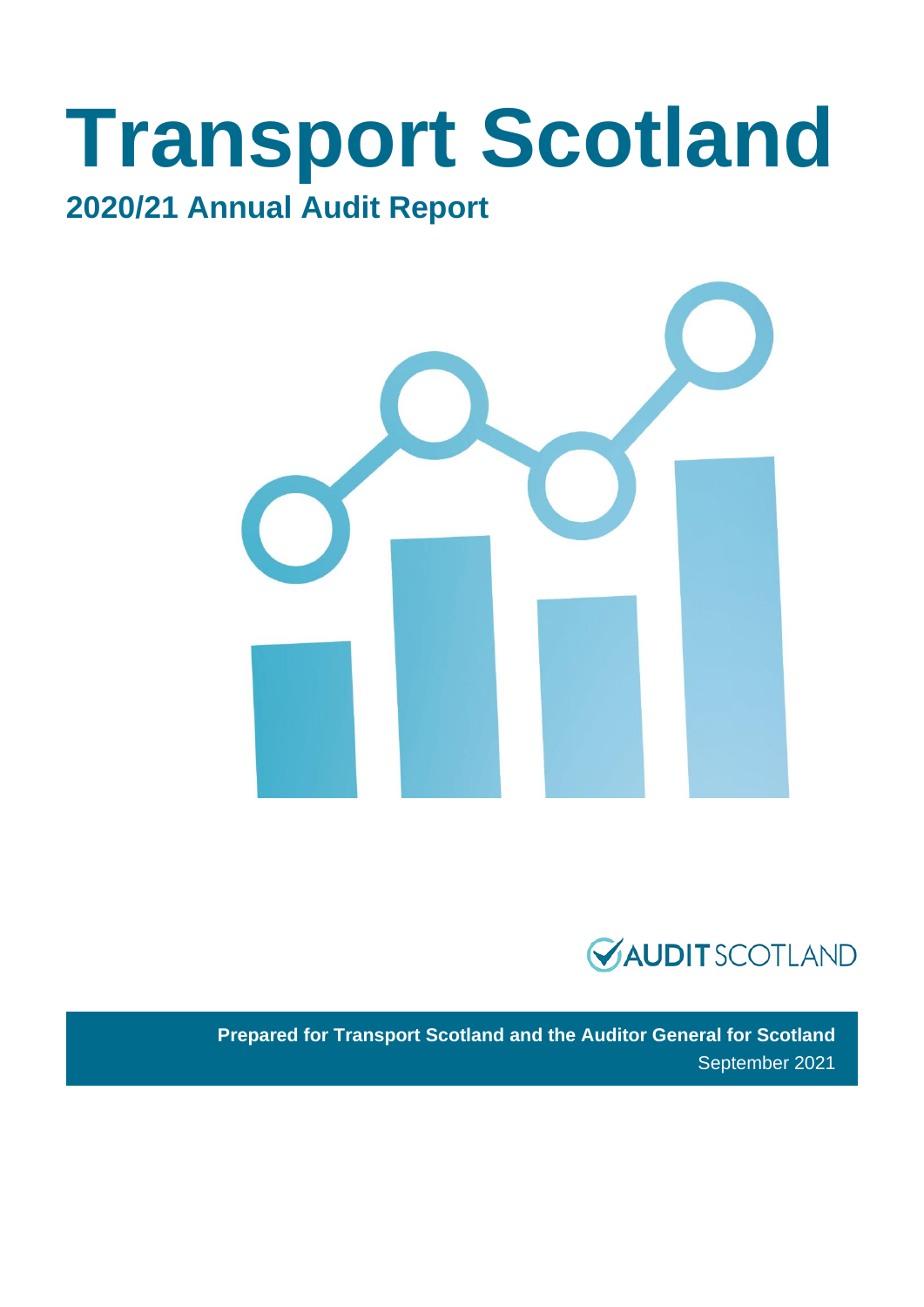# Transport Scotland

## 2020/21 Annual Audit Report

AUDIT SCOTLAND

**Prepared for Transport Scotland and the Auditor General for Scotland**

September 2021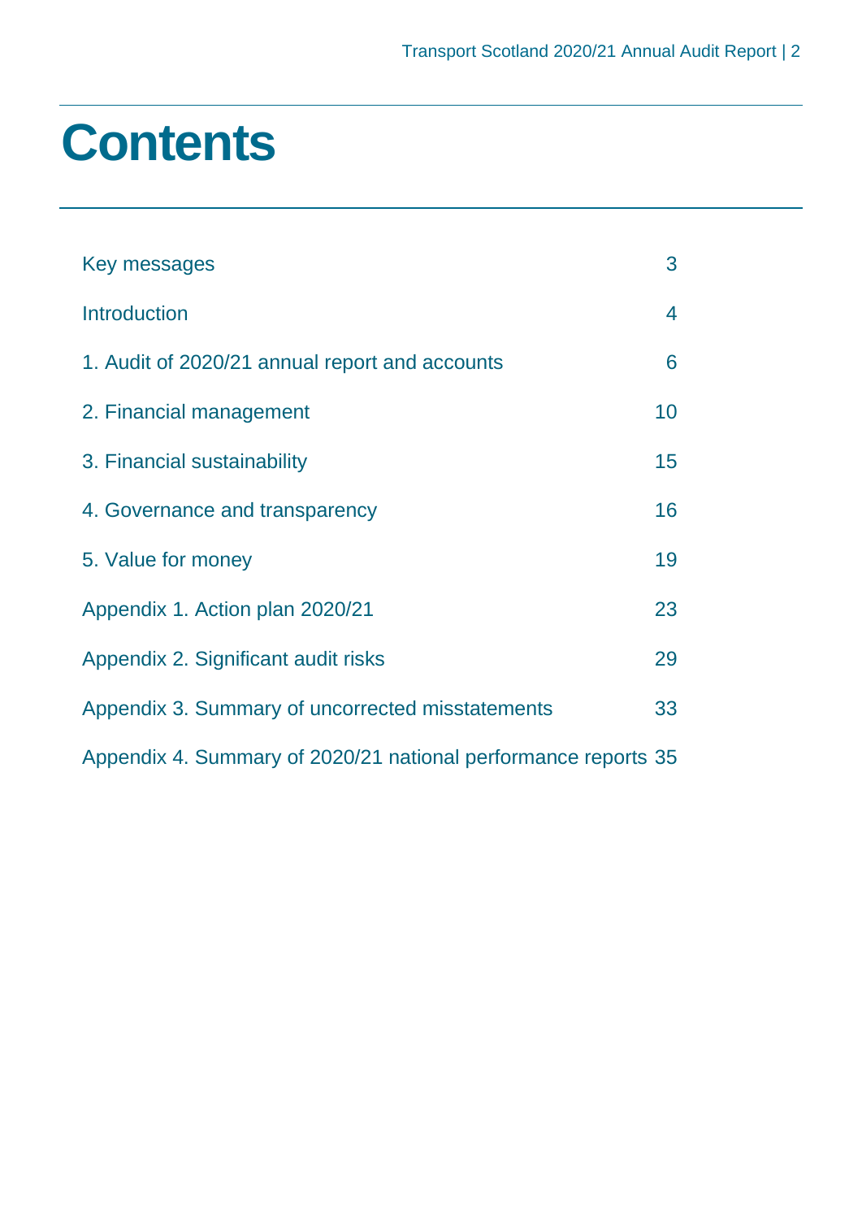# Contents

| | |
|---|---|
| Key messages | 3 |
| Introduction | 4 |
| 1. Audit of 2020/21 annual report and accounts | 6 |
| 2. Financial management | 10 |
| 3. Financial sustainability | 15 |
| 4. Governance and transparency | 16 |
| 5. Value for money | 19 |
| Appendix 1. Action plan 2020/21 | 23 |
| Appendix 2. Significant audit risks | 29 |
| Appendix 3. Summary of uncorrected misstatements | 33 |
| Appendix 4. Summary of 2020/21 national performance reports | 35 |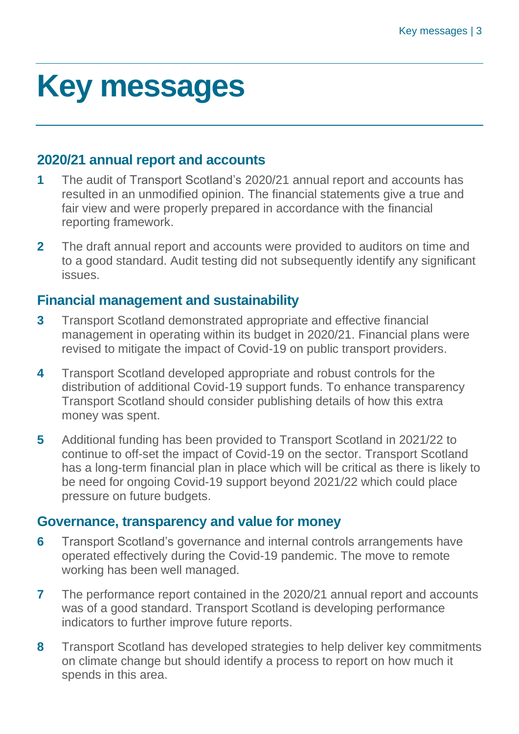# Key messages

## 2020/21 annual report and accounts

**1** The audit of Transport Scotland's 2020/21 annual report and accounts has resulted in an unmodified opinion. The financial statements give a true and fair view and were properly prepared in accordance with the financial reporting framework.

**2** The draft annual report and accounts were provided to auditors on time and to a good standard. Audit testing did not subsequently identify any significant issues.

## Financial management and sustainability

**3** Transport Scotland demonstrated appropriate and effective financial management in operating within its budget in 2020/21. Financial plans were revised to mitigate the impact of Covid-19 on public transport providers.

**4** Transport Scotland developed appropriate and robust controls for the distribution of additional Covid-19 support funds. To enhance transparency Transport Scotland should consider publishing details of how this extra money was spent.

**5** Additional funding has been provided to Transport Scotland in 2021/22 to continue to off-set the impact of Covid-19 on the sector. Transport Scotland has a long-term financial plan in place which will be critical as there is likely to be need for ongoing Covid-19 support beyond 2021/22 which could place pressure on future budgets.

## Governance, transparency and value for money

**6** Transport Scotland's governance and internal controls arrangements have operated effectively during the Covid-19 pandemic. The move to remote working has been well managed.

**7** The performance report contained in the 2020/21 annual report and accounts was of a good standard. Transport Scotland is developing performance indicators to further improve future reports.

**8** Transport Scotland has developed strategies to help deliver key commitments on climate change but should identify a process to report on how much it spends in this area.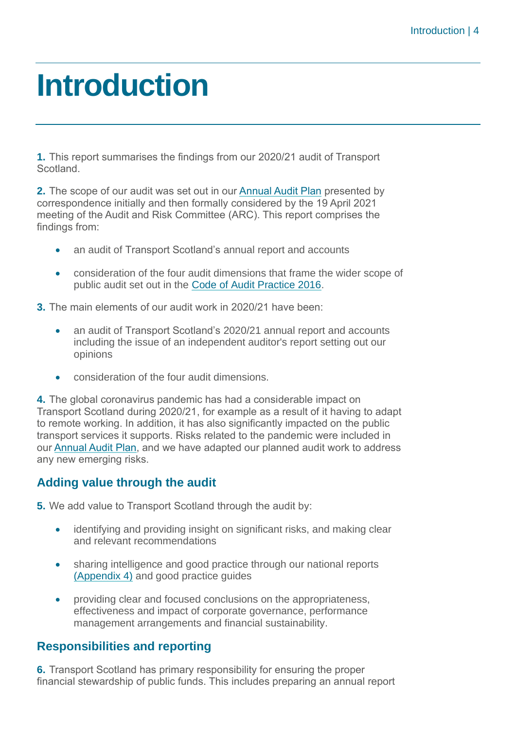# Introduction

**1.** This report summarises the findings from our 2020/21 audit of Transport Scotland.

**2.** The scope of our audit was set out in our Annual Audit Plan presented by correspondence initially and then formally considered by the 19 April 2021 meeting of the Audit and Risk Committee (ARC). This report comprises the findings from:

- an audit of Transport Scotland's annual report and accounts
- consideration of the four audit dimensions that frame the wider scope of public audit set out in the Code of Audit Practice 2016.

**3.** The main elements of our audit work in 2020/21 have been:

- an audit of Transport Scotland's 2020/21 annual report and accounts including the issue of an independent auditor's report setting out our opinions
- consideration of the four audit dimensions.

**4.** The global coronavirus pandemic has had a considerable impact on Transport Scotland during 2020/21, for example as a result of it having to adapt to remote working. In addition, it has also significantly impacted on the public transport services it supports. Risks related to the pandemic were included in our Annual Audit Plan, and we have adapted our planned audit work to address any new emerging risks.

## Adding value through the audit

**5.** We add value to Transport Scotland through the audit by:

- identifying and providing insight on significant risks, and making clear and relevant recommendations
- sharing intelligence and good practice through our national reports (Appendix 4) and good practice guides
- providing clear and focused conclusions on the appropriateness, effectiveness and impact of corporate governance, performance management arrangements and financial sustainability.

## Responsibilities and reporting

**6.** Transport Scotland has primary responsibility for ensuring the proper financial stewardship of public funds. This includes preparing an annual report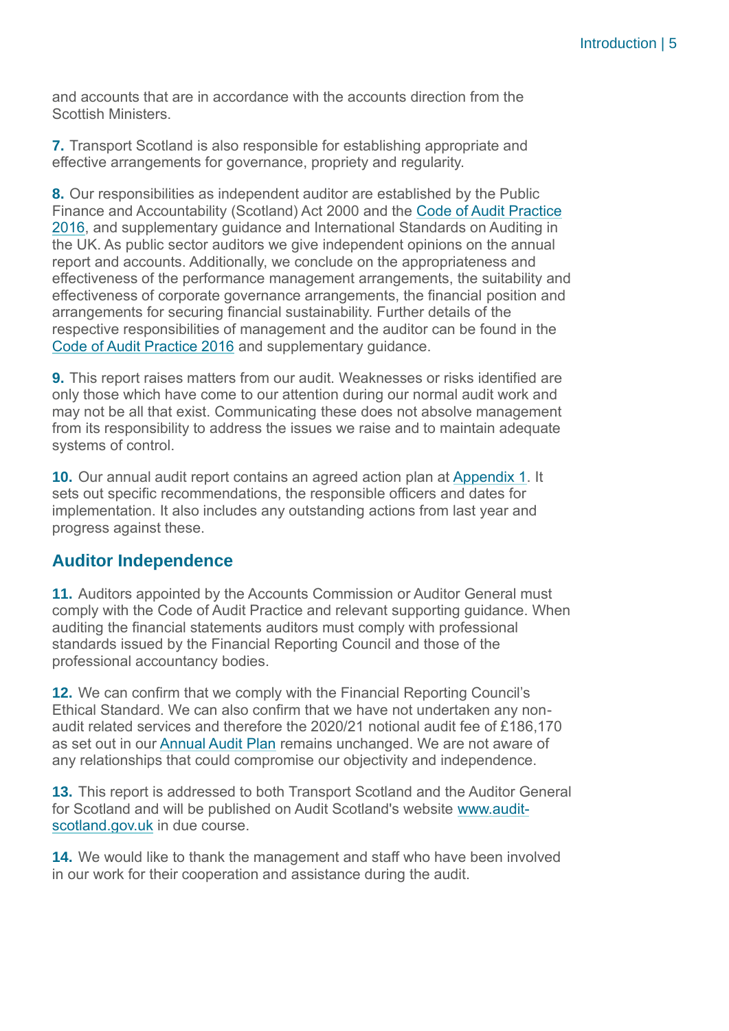and accounts that are in accordance with the accounts direction from the Scottish Ministers.

**7.** Transport Scotland is also responsible for establishing appropriate and effective arrangements for governance, propriety and regularity.

**8.** Our responsibilities as independent auditor are established by the Public Finance and Accountability (Scotland) Act 2000 and the Code of Audit Practice 2016, and supplementary guidance and International Standards on Auditing in the UK. As public sector auditors we give independent opinions on the annual report and accounts. Additionally, we conclude on the appropriateness and effectiveness of the performance management arrangements, the suitability and effectiveness of corporate governance arrangements, the financial position and arrangements for securing financial sustainability. Further details of the respective responsibilities of management and the auditor can be found in the Code of Audit Practice 2016 and supplementary guidance.

**9.** This report raises matters from our audit. Weaknesses or risks identified are only those which have come to our attention during our normal audit work and may not be all that exist. Communicating these does not absolve management from its responsibility to address the issues we raise and to maintain adequate systems of control.

**10.** Our annual audit report contains an agreed action plan at Appendix 1. It sets out specific recommendations, the responsible officers and dates for implementation. It also includes any outstanding actions from last year and progress against these.

## Auditor Independence

**11.** Auditors appointed by the Accounts Commission or Auditor General must comply with the Code of Audit Practice and relevant supporting guidance. When auditing the financial statements auditors must comply with professional standards issued by the Financial Reporting Council and those of the professional accountancy bodies.

**12.** We can confirm that we comply with the Financial Reporting Council's Ethical Standard. We can also confirm that we have not undertaken any non-audit related services and therefore the 2020/21 notional audit fee of £186,170 as set out in our Annual Audit Plan remains unchanged. We are not aware of any relationships that could compromise our objectivity and independence.

**13.** This report is addressed to both Transport Scotland and the Auditor General for Scotland and will be published on Audit Scotland's website www.audit-scotland.gov.uk in due course.

**14.** We would like to thank the management and staff who have been involved in our work for their cooperation and assistance during the audit.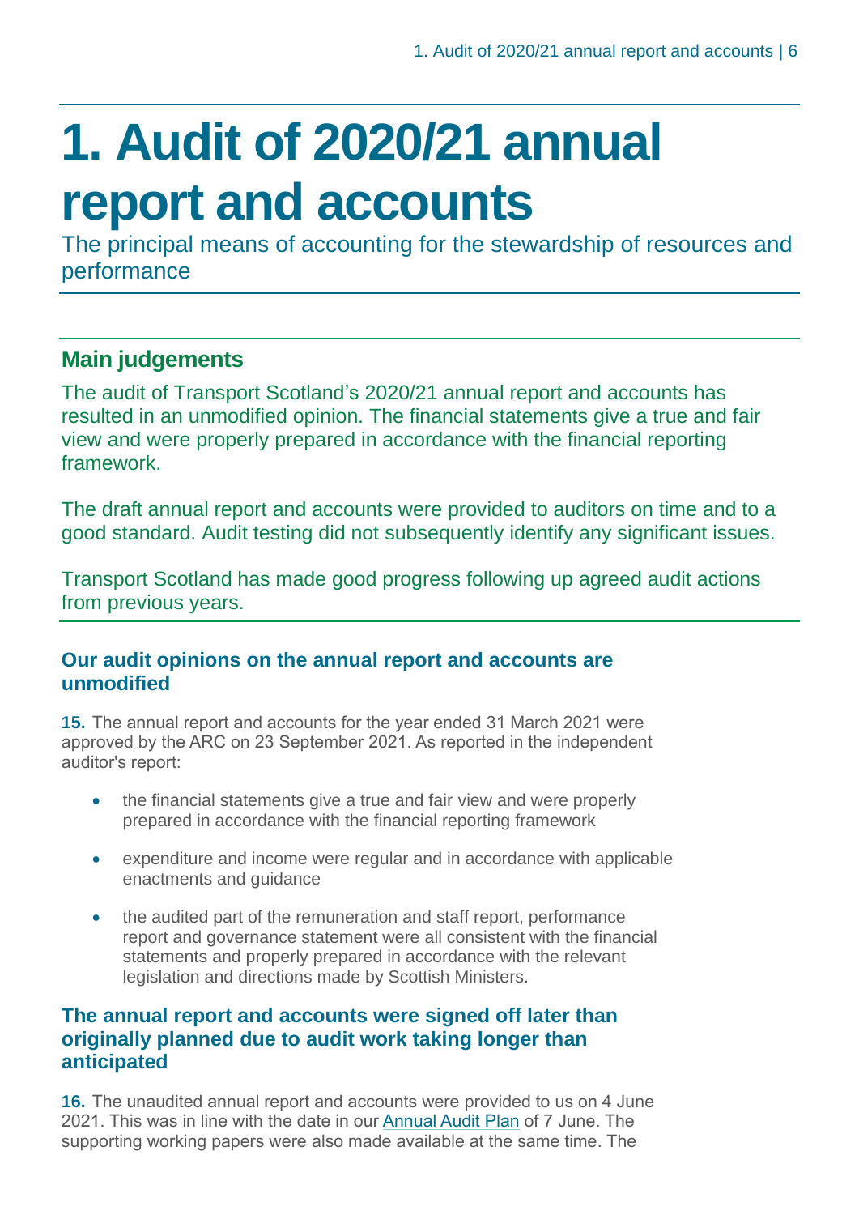# 1. Audit of 2020/21 annual report and accounts

The principal means of accounting for the stewardship of resources and performance

## Main judgements

The audit of Transport Scotland's 2020/21 annual report and accounts has resulted in an unmodified opinion. The financial statements give a true and fair view and were properly prepared in accordance with the financial reporting framework.

The draft annual report and accounts were provided to auditors on time and to a good standard. Audit testing did not subsequently identify any significant issues.

Transport Scotland has made good progress following up agreed audit actions from previous years.

### Our audit opinions on the annual report and accounts are unmodified

**15.** The annual report and accounts for the year ended 31 March 2021 were approved by the ARC on 23 September 2021. As reported in the independent auditor's report:

- the financial statements give a true and fair view and were properly prepared in accordance with the financial reporting framework
- expenditure and income were regular and in accordance with applicable enactments and guidance
- the audited part of the remuneration and staff report, performance report and governance statement were all consistent with the financial statements and properly prepared in accordance with the relevant legislation and directions made by Scottish Ministers.

### The annual report and accounts were signed off later than originally planned due to audit work taking longer than anticipated

**16.** The unaudited annual report and accounts were provided to us on 4 June 2021. This was in line with the date in our Annual Audit Plan of 7 June. The supporting working papers were also made available at the same time. The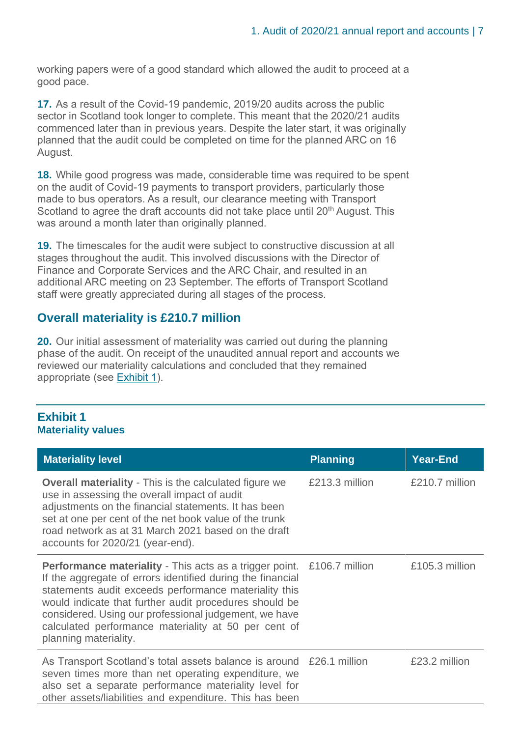working papers were of a good standard which allowed the audit to proceed at a good pace.

**17.** As a result of the Covid-19 pandemic, 2019/20 audits across the public sector in Scotland took longer to complete. This meant that the 2020/21 audits commenced later than in previous years. Despite the later start, it was originally planned that the audit could be completed on time for the planned ARC on 16 August.

**18.** While good progress was made, considerable time was required to be spent on the audit of Covid-19 payments to transport providers, particularly those made to bus operators. As a result, our clearance meeting with Transport Scotland to agree the draft accounts did not take place until 20th August. This was around a month later than originally planned.

**19.** The timescales for the audit were subject to constructive discussion at all stages throughout the audit. This involved discussions with the Director of Finance and Corporate Services and the ARC Chair, and resulted in an additional ARC meeting on 23 September. The efforts of Transport Scotland staff were greatly appreciated during all stages of the process.

## Overall materiality is £210.7 million

**20.** Our initial assessment of materiality was carried out during the planning phase of the audit. On receipt of the unaudited annual report and accounts we reviewed our materiality calculations and concluded that they remained appropriate (see Exhibit 1).

### Exhibit 1
**Materiality values**

| Materiality level | Planning | Year-End |
|---|---|---|
| **Overall materiality** - This is the calculated figure we use in assessing the overall impact of audit adjustments on the financial statements. It has been set at one per cent of the net book value of the trunk road network as at 31 March 2021 based on the draft accounts for 2020/21 (year-end). | £213.3 million | £210.7 million |
| **Performance materiality** - This acts as a trigger point. If the aggregate of errors identified during the financial statements audit exceeds performance materiality this would indicate that further audit procedures should be considered. Using our professional judgement, we have calculated performance materiality at 50 per cent of planning materiality. | £106.7 million | £105.3 million |
| As Transport Scotland's total assets balance is around seven times more than net operating expenditure, we also set a separate performance materiality level for other assets/liabilities and expenditure. This has been | £26.1 million | £23.2 million |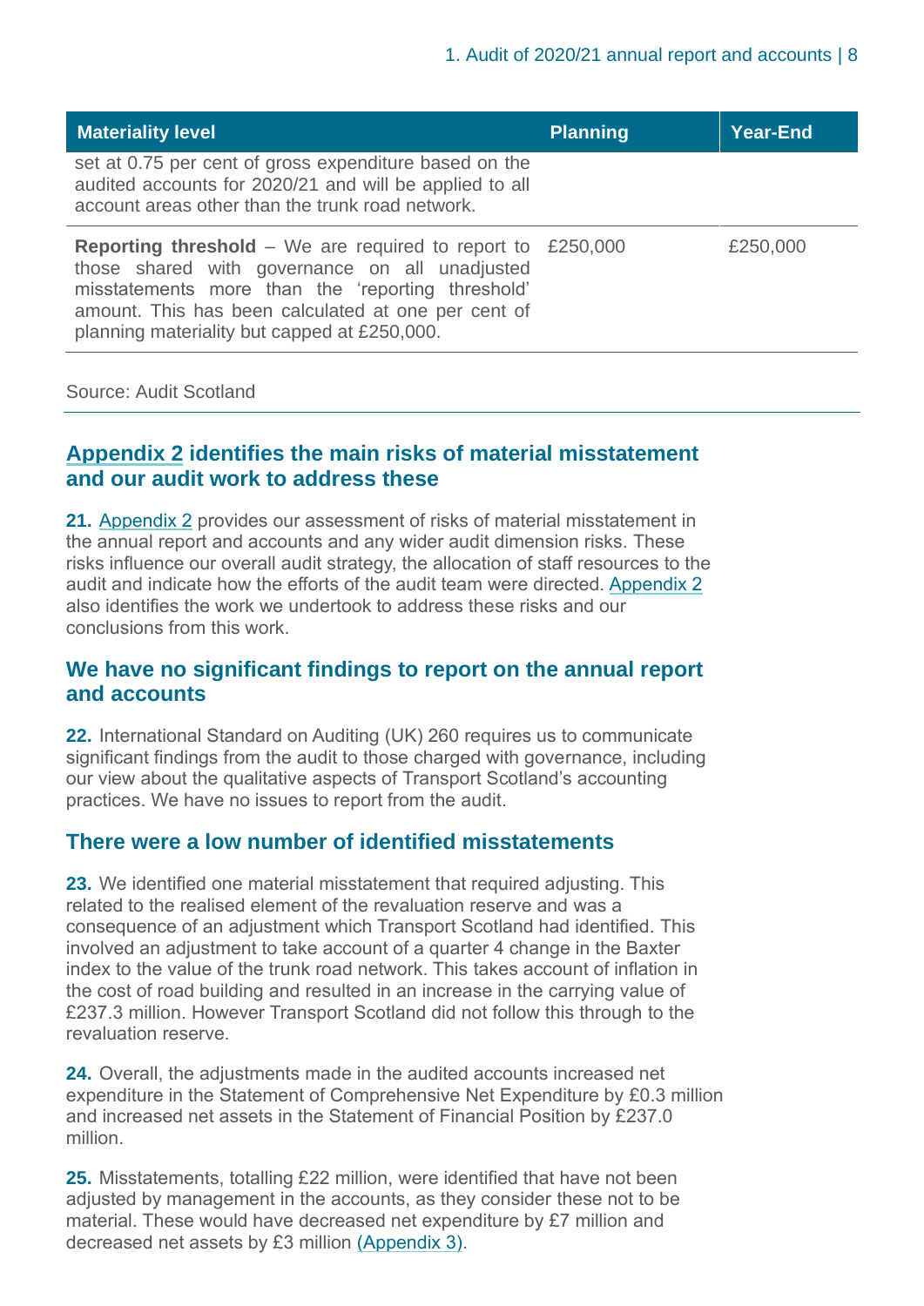| Materiality level | Planning | Year-End |
|---|---|---|
| set at 0.75 per cent of gross expenditure based on the audited accounts for 2020/21 and will be applied to all account areas other than the trunk road network. | | |
| **Reporting threshold** – We are required to report to those shared with governance on all unadjusted misstatements more than the 'reporting threshold' amount. This has been calculated at one per cent of planning materiality but capped at £250,000. | £250,000 | £250,000 |

Source: Audit Scotland

## Appendix 2 identifies the main risks of material misstatement and our audit work to address these

**21.** Appendix 2 provides our assessment of risks of material misstatement in the annual report and accounts and any wider audit dimension risks. These risks influence our overall audit strategy, the allocation of staff resources to the audit and indicate how the efforts of the audit team were directed. Appendix 2 also identifies the work we undertook to address these risks and our conclusions from this work.

## We have no significant findings to report on the annual report and accounts

**22.** International Standard on Auditing (UK) 260 requires us to communicate significant findings from the audit to those charged with governance, including our view about the qualitative aspects of Transport Scotland's accounting practices. We have no issues to report from the audit.

## There were a low number of identified misstatements

**23.** We identified one material misstatement that required adjusting. This related to the realised element of the revaluation reserve and was a consequence of an adjustment which Transport Scotland had identified. This involved an adjustment to take account of a quarter 4 change in the Baxter index to the value of the trunk road network. This takes account of inflation in the cost of road building and resulted in an increase in the carrying value of £237.3 million. However Transport Scotland did not follow this through to the revaluation reserve.

**24.** Overall, the adjustments made in the audited accounts increased net expenditure in the Statement of Comprehensive Net Expenditure by £0.3 million and increased net assets in the Statement of Financial Position by £237.0 million.

**25.** Misstatements, totalling £22 million, were identified that have not been adjusted by management in the accounts, as they consider these not to be material. These would have decreased net expenditure by £7 million and decreased net assets by £3 million (Appendix 3).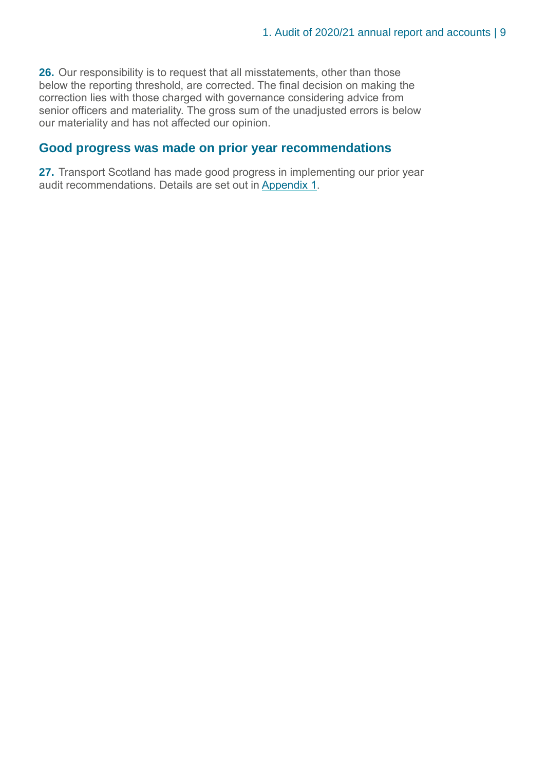**26.** Our responsibility is to request that all misstatements, other than those below the reporting threshold, are corrected. The final decision on making the correction lies with those charged with governance considering advice from senior officers and materiality. The gross sum of the unadjusted errors is below our materiality and has not affected our opinion.

## Good progress was made on prior year recommendations

**27.** Transport Scotland has made good progress in implementing our prior year audit recommendations. Details are set out in Appendix 1.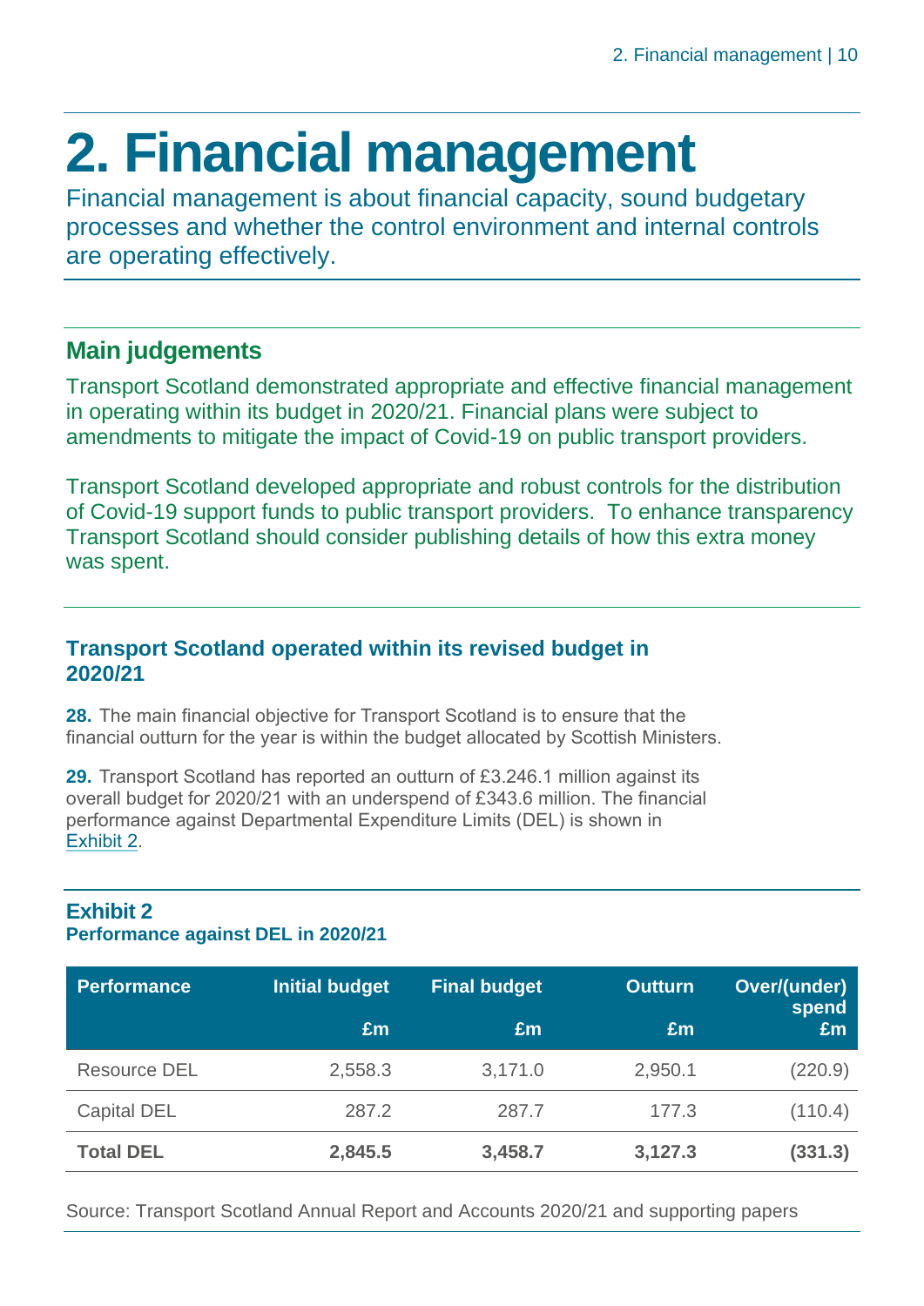# 2. Financial management

Financial management is about financial capacity, sound budgetary processes and whether the control environment and internal controls are operating effectively.

## Main judgements

Transport Scotland demonstrated appropriate and effective financial management in operating within its budget in 2020/21. Financial plans were subject to amendments to mitigate the impact of Covid-19 on public transport providers.

Transport Scotland developed appropriate and robust controls for the distribution of Covid-19 support funds to public transport providers. To enhance transparency Transport Scotland should consider publishing details of how this extra money was spent.

### Transport Scotland operated within its revised budget in 2020/21

**28.** The main financial objective for Transport Scotland is to ensure that the financial outturn for the year is within the budget allocated by Scottish Ministers.

**29.** Transport Scotland has reported an outturn of £3.246.1 million against its overall budget for 2020/21 with an underspend of £343.6 million. The financial performance against Departmental Expenditure Limits (DEL) is shown in Exhibit 2.

**Exhibit 2**
**Performance against DEL in 2020/21**

| Performance | Initial budget £m | Final budget £m | Outturn £m | Over/(under) spend £m |
|---|---|---|---|---|
| Resource DEL | 2,558.3 | 3,171.0 | 2,950.1 | (220.9) |
| Capital DEL | 287.2 | 287.7 | 177.3 | (110.4) |
| **Total DEL** | **2,845.5** | **3,458.7** | **3,127.3** | **(331.3)** |

Source: Transport Scotland Annual Report and Accounts 2020/21 and supporting papers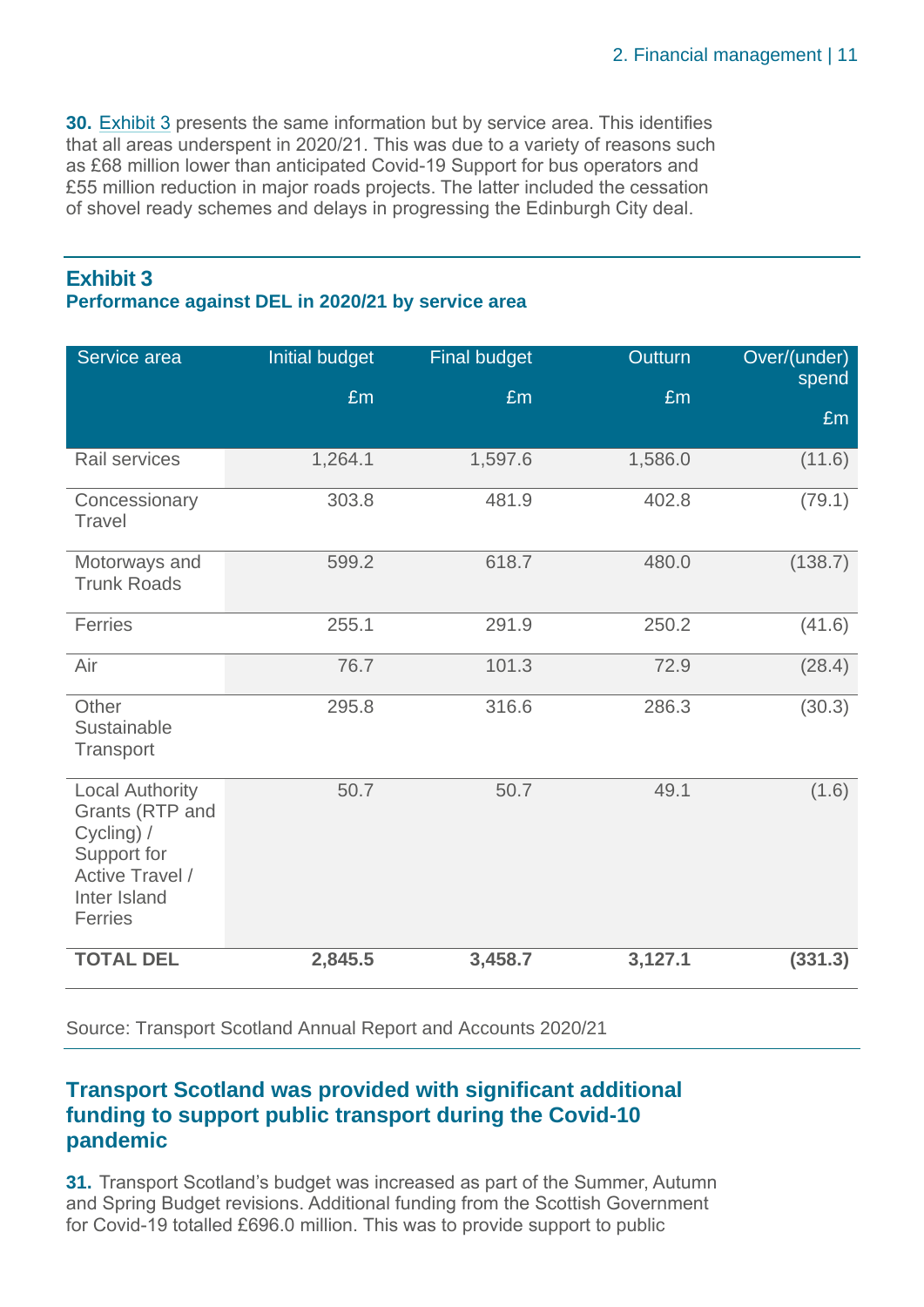**30.** Exhibit 3 presents the same information but by service area. This identifies that all areas underspent in 2020/21. This was due to a variety of reasons such as £68 million lower than anticipated Covid-19 Support for bus operators and £55 million reduction in major roads projects. The latter included the cessation of shovel ready schemes and delays in progressing the Edinburgh City deal.

### Exhibit 3
**Performance against DEL in 2020/21 by service area**

| Service area | Initial budget £m | Final budget £m | Outturn £m | Over/(under) spend £m |
|---|---|---|---|---|
| Rail services | 1,264.1 | 1,597.6 | 1,586.0 | (11.6) |
| Concessionary Travel | 303.8 | 481.9 | 402.8 | (79.1) |
| Motorways and Trunk Roads | 599.2 | 618.7 | 480.0 | (138.7) |
| Ferries | 255.1 | 291.9 | 250.2 | (41.6) |
| Air | 76.7 | 101.3 | 72.9 | (28.4) |
| Other Sustainable Transport | 295.8 | 316.6 | 286.3 | (30.3) |
| Local Authority Grants (RTP and Cycling) / Support for Active Travel / Inter Island Ferries | 50.7 | 50.7 | 49.1 | (1.6) |
| **TOTAL DEL** | **2,845.5** | **3,458.7** | **3,127.1** | **(331.3)** |

Source: Transport Scotland Annual Report and Accounts 2020/21

## Transport Scotland was provided with significant additional funding to support public transport during the Covid-10 pandemic

**31.** Transport Scotland's budget was increased as part of the Summer, Autumn and Spring Budget revisions. Additional funding from the Scottish Government for Covid-19 totalled £696.0 million. This was to provide support to public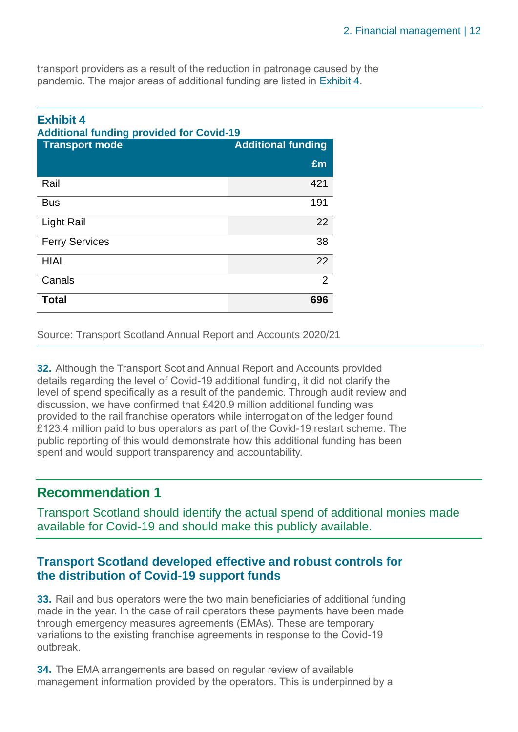transport providers as a result of the reduction in patronage caused by the pandemic. The major areas of additional funding are listed in Exhibit 4.

**Exhibit 4**
**Additional funding provided for Covid-19**

| Transport mode | Additional funding £m |
|---|---|
| Rail | 421 |
| Bus | 191 |
| Light Rail | 22 |
| Ferry Services | 38 |
| HIAL | 22 |
| Canals | 2 |
| **Total** | **696** |

Source: Transport Scotland Annual Report and Accounts 2020/21

**32.** Although the Transport Scotland Annual Report and Accounts provided details regarding the level of Covid-19 additional funding, it did not clarify the level of spend specifically as a result of the pandemic. Through audit review and discussion, we have confirmed that £420.9 million additional funding was provided to the rail franchise operators while interrogation of the ledger found £123.4 million paid to bus operators as part of the Covid-19 restart scheme. The public reporting of this would demonstrate how this additional funding has been spent and would support transparency and accountability.

## Recommendation 1

Transport Scotland should identify the actual spend of additional monies made available for Covid-19 and should make this publicly available.

### Transport Scotland developed effective and robust controls for the distribution of Covid-19 support funds

**33.** Rail and bus operators were the two main beneficiaries of additional funding made in the year. In the case of rail operators these payments have been made through emergency measures agreements (EMAs). These are temporary variations to the existing franchise agreements in response to the Covid-19 outbreak.

**34.** The EMA arrangements are based on regular review of available management information provided by the operators. This is underpinned by a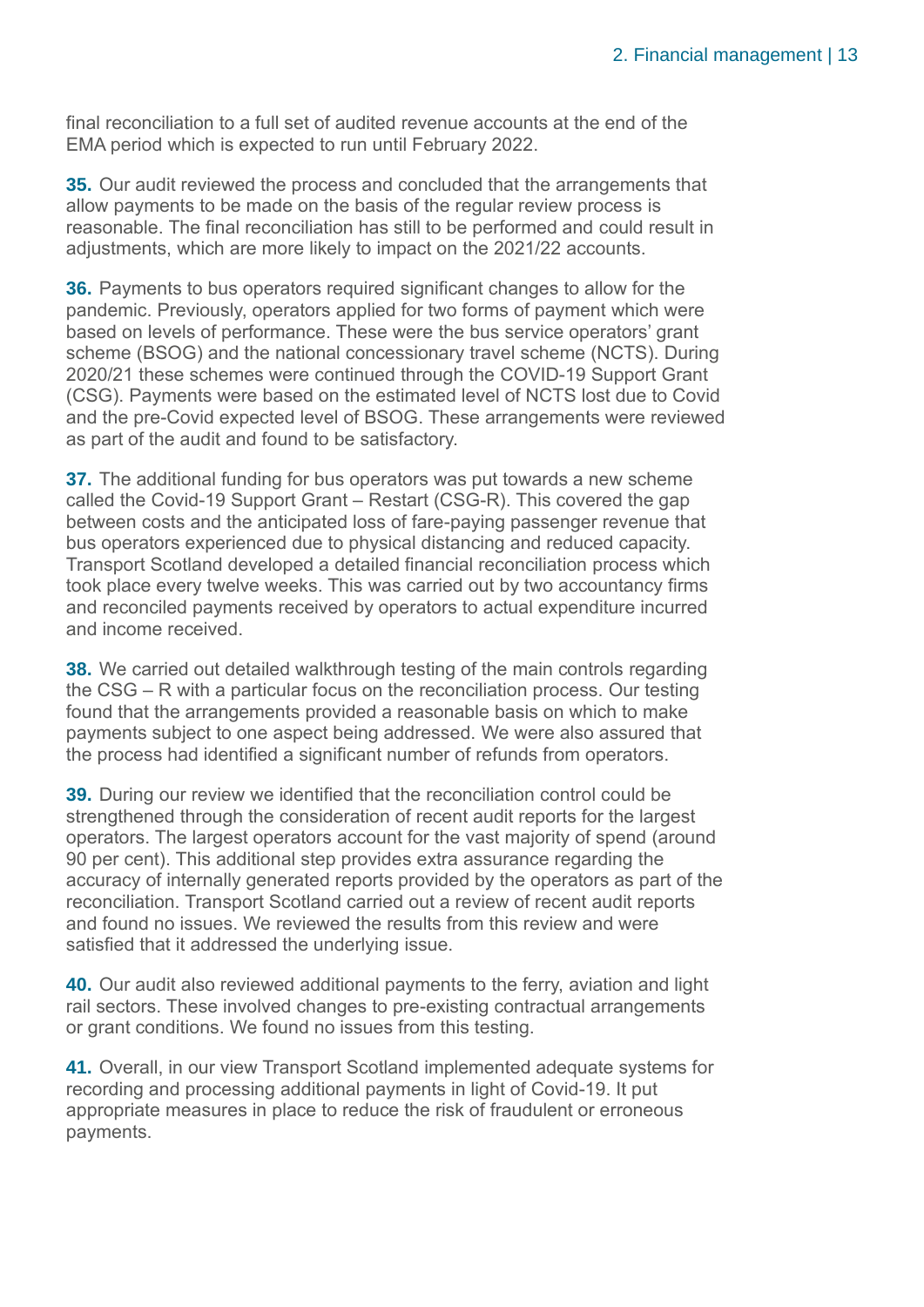final reconciliation to a full set of audited revenue accounts at the end of the EMA period which is expected to run until February 2022.

**35.** Our audit reviewed the process and concluded that the arrangements that allow payments to be made on the basis of the regular review process is reasonable. The final reconciliation has still to be performed and could result in adjustments, which are more likely to impact on the 2021/22 accounts.

**36.** Payments to bus operators required significant changes to allow for the pandemic. Previously, operators applied for two forms of payment which were based on levels of performance. These were the bus service operators' grant scheme (BSOG) and the national concessionary travel scheme (NCTS). During 2020/21 these schemes were continued through the COVID-19 Support Grant (CSG). Payments were based on the estimated level of NCTS lost due to Covid and the pre-Covid expected level of BSOG. These arrangements were reviewed as part of the audit and found to be satisfactory.

**37.** The additional funding for bus operators was put towards a new scheme called the Covid-19 Support Grant – Restart (CSG-R). This covered the gap between costs and the anticipated loss of fare-paying passenger revenue that bus operators experienced due to physical distancing and reduced capacity. Transport Scotland developed a detailed financial reconciliation process which took place every twelve weeks. This was carried out by two accountancy firms and reconciled payments received by operators to actual expenditure incurred and income received.

**38.** We carried out detailed walkthrough testing of the main controls regarding the CSG – R with a particular focus on the reconciliation process. Our testing found that the arrangements provided a reasonable basis on which to make payments subject to one aspect being addressed. We were also assured that the process had identified a significant number of refunds from operators.

**39.** During our review we identified that the reconciliation control could be strengthened through the consideration of recent audit reports for the largest operators. The largest operators account for the vast majority of spend (around 90 per cent). This additional step provides extra assurance regarding the accuracy of internally generated reports provided by the operators as part of the reconciliation. Transport Scotland carried out a review of recent audit reports and found no issues. We reviewed the results from this review and were satisfied that it addressed the underlying issue.

**40.** Our audit also reviewed additional payments to the ferry, aviation and light rail sectors. These involved changes to pre-existing contractual arrangements or grant conditions. We found no issues from this testing.

**41.** Overall, in our view Transport Scotland implemented adequate systems for recording and processing additional payments in light of Covid-19. It put appropriate measures in place to reduce the risk of fraudulent or erroneous payments.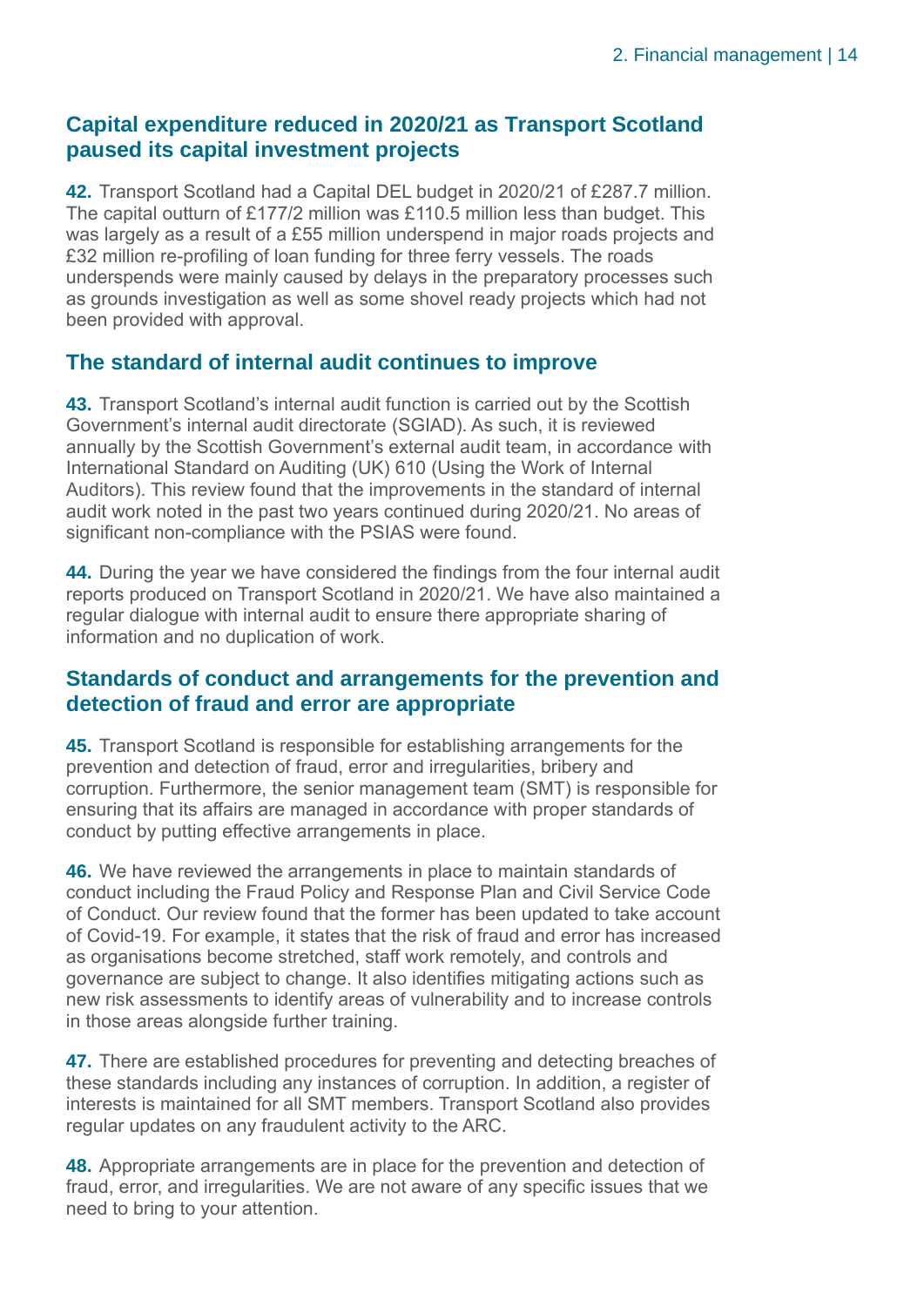## Capital expenditure reduced in 2020/21 as Transport Scotland paused its capital investment projects

**42.** Transport Scotland had a Capital DEL budget in 2020/21 of £287.7 million. The capital outturn of £177/2 million was £110.5 million less than budget. This was largely as a result of a £55 million underspend in major roads projects and £32 million re-profiling of loan funding for three ferry vessels. The roads underspends were mainly caused by delays in the preparatory processes such as grounds investigation as well as some shovel ready projects which had not been provided with approval.

## The standard of internal audit continues to improve

**43.** Transport Scotland's internal audit function is carried out by the Scottish Government's internal audit directorate (SGIAD). As such, it is reviewed annually by the Scottish Government's external audit team, in accordance with International Standard on Auditing (UK) 610 (Using the Work of Internal Auditors). This review found that the improvements in the standard of internal audit work noted in the past two years continued during 2020/21. No areas of significant non-compliance with the PSIAS were found.

**44.** During the year we have considered the findings from the four internal audit reports produced on Transport Scotland in 2020/21. We have also maintained a regular dialogue with internal audit to ensure there appropriate sharing of information and no duplication of work.

## Standards of conduct and arrangements for the prevention and detection of fraud and error are appropriate

**45.** Transport Scotland is responsible for establishing arrangements for the prevention and detection of fraud, error and irregularities, bribery and corruption. Furthermore, the senior management team (SMT) is responsible for ensuring that its affairs are managed in accordance with proper standards of conduct by putting effective arrangements in place.

**46.** We have reviewed the arrangements in place to maintain standards of conduct including the Fraud Policy and Response Plan and Civil Service Code of Conduct. Our review found that the former has been updated to take account of Covid-19. For example, it states that the risk of fraud and error has increased as organisations become stretched, staff work remotely, and controls and governance are subject to change. It also identifies mitigating actions such as new risk assessments to identify areas of vulnerability and to increase controls in those areas alongside further training.

**47.** There are established procedures for preventing and detecting breaches of these standards including any instances of corruption. In addition, a register of interests is maintained for all SMT members. Transport Scotland also provides regular updates on any fraudulent activity to the ARC.

**48.** Appropriate arrangements are in place for the prevention and detection of fraud, error, and irregularities. We are not aware of any specific issues that we need to bring to your attention.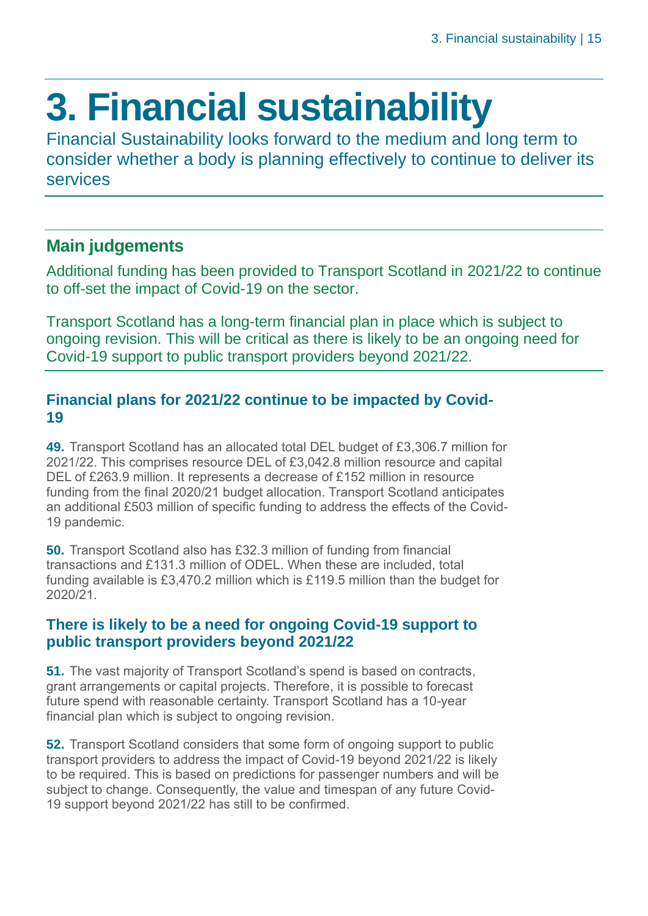# 3. Financial sustainability

Financial Sustainability looks forward to the medium and long term to consider whether a body is planning effectively to continue to deliver its services

## Main judgements

Additional funding has been provided to Transport Scotland in 2021/22 to continue to off-set the impact of Covid-19 on the sector.

Transport Scotland has a long-term financial plan in place which is subject to ongoing revision. This will be critical as there is likely to be an ongoing need for Covid-19 support to public transport providers beyond 2021/22.

### Financial plans for 2021/22 continue to be impacted by Covid-19

**49.** Transport Scotland has an allocated total DEL budget of £3,306.7 million for 2021/22. This comprises resource DEL of £3,042.8 million resource and capital DEL of £263.9 million. It represents a decrease of £152 million in resource funding from the final 2020/21 budget allocation. Transport Scotland anticipates an additional £503 million of specific funding to address the effects of the Covid-19 pandemic.

**50.** Transport Scotland also has £32.3 million of funding from financial transactions and £131.3 million of ODEL. When these are included, total funding available is £3,470.2 million which is £119.5 million than the budget for 2020/21.

### There is likely to be a need for ongoing Covid-19 support to public transport providers beyond 2021/22

**51.** The vast majority of Transport Scotland's spend is based on contracts, grant arrangements or capital projects. Therefore, it is possible to forecast future spend with reasonable certainty. Transport Scotland has a 10-year financial plan which is subject to ongoing revision.

**52.** Transport Scotland considers that some form of ongoing support to public transport providers to address the impact of Covid-19 beyond 2021/22 is likely to be required. This is based on predictions for passenger numbers and will be subject to change. Consequently, the value and timespan of any future Covid-19 support beyond 2021/22 has still to be confirmed.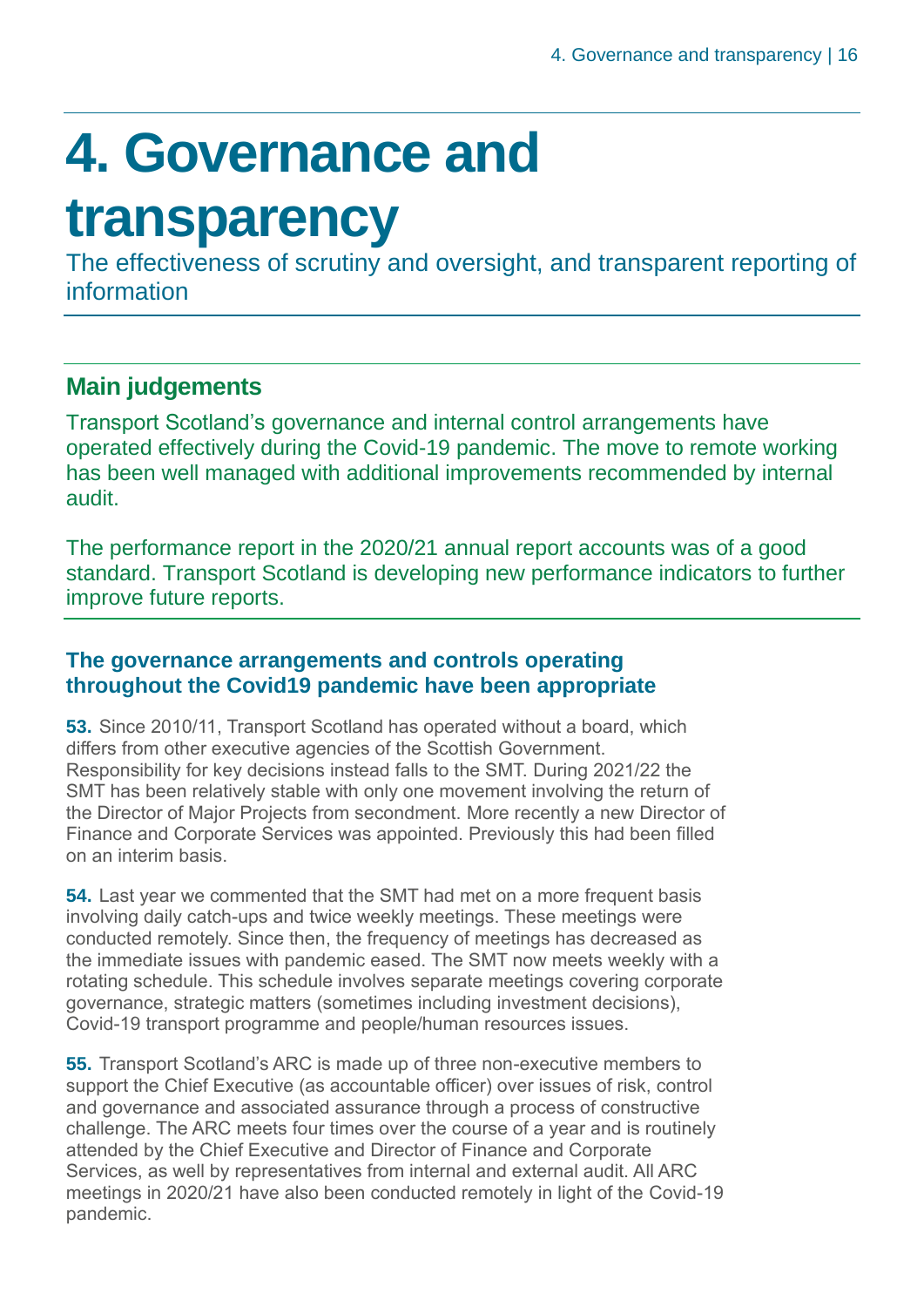# 4. Governance and transparency

The effectiveness of scrutiny and oversight, and transparent reporting of information

## Main judgements

Transport Scotland's governance and internal control arrangements have operated effectively during the Covid-19 pandemic. The move to remote working has been well managed with additional improvements recommended by internal audit.

The performance report in the 2020/21 annual report accounts was of a good standard. Transport Scotland is developing new performance indicators to further improve future reports.

### The governance arrangements and controls operating throughout the Covid19 pandemic have been appropriate

**53.** Since 2010/11, Transport Scotland has operated without a board, which differs from other executive agencies of the Scottish Government. Responsibility for key decisions instead falls to the SMT. During 2021/22 the SMT has been relatively stable with only one movement involving the return of the Director of Major Projects from secondment. More recently a new Director of Finance and Corporate Services was appointed. Previously this had been filled on an interim basis.

**54.** Last year we commented that the SMT had met on a more frequent basis involving daily catch-ups and twice weekly meetings. These meetings were conducted remotely. Since then, the frequency of meetings has decreased as the immediate issues with pandemic eased. The SMT now meets weekly with a rotating schedule. This schedule involves separate meetings covering corporate governance, strategic matters (sometimes including investment decisions), Covid-19 transport programme and people/human resources issues.

**55.** Transport Scotland's ARC is made up of three non-executive members to support the Chief Executive (as accountable officer) over issues of risk, control and governance and associated assurance through a process of constructive challenge. The ARC meets four times over the course of a year and is routinely attended by the Chief Executive and Director of Finance and Corporate Services, as well by representatives from internal and external audit. All ARC meetings in 2020/21 have also been conducted remotely in light of the Covid-19 pandemic.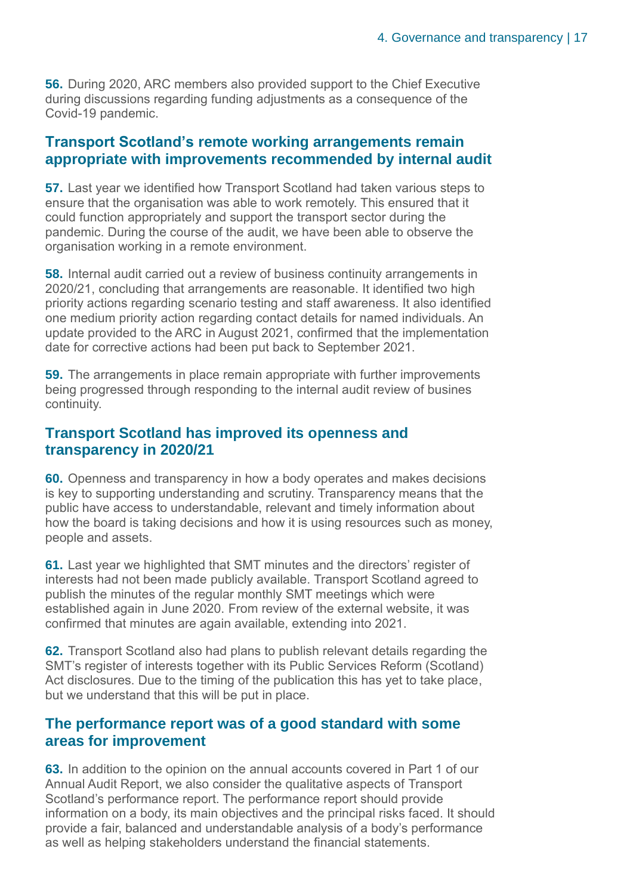**56.** During 2020, ARC members also provided support to the Chief Executive during discussions regarding funding adjustments as a consequence of the Covid-19 pandemic.

## Transport Scotland's remote working arrangements remain appropriate with improvements recommended by internal audit

**57.** Last year we identified how Transport Scotland had taken various steps to ensure that the organisation was able to work remotely. This ensured that it could function appropriately and support the transport sector during the pandemic. During the course of the audit, we have been able to observe the organisation working in a remote environment.

**58.** Internal audit carried out a review of business continuity arrangements in 2020/21, concluding that arrangements are reasonable. It identified two high priority actions regarding scenario testing and staff awareness. It also identified one medium priority action regarding contact details for named individuals. An update provided to the ARC in August 2021, confirmed that the implementation date for corrective actions had been put back to September 2021.

**59.** The arrangements in place remain appropriate with further improvements being progressed through responding to the internal audit review of busines continuity.

## Transport Scotland has improved its openness and transparency in 2020/21

**60.** Openness and transparency in how a body operates and makes decisions is key to supporting understanding and scrutiny. Transparency means that the public have access to understandable, relevant and timely information about how the board is taking decisions and how it is using resources such as money, people and assets.

**61.** Last year we highlighted that SMT minutes and the directors' register of interests had not been made publicly available. Transport Scotland agreed to publish the minutes of the regular monthly SMT meetings which were established again in June 2020. From review of the external website, it was confirmed that minutes are again available, extending into 2021.

**62.** Transport Scotland also had plans to publish relevant details regarding the SMT's register of interests together with its Public Services Reform (Scotland) Act disclosures. Due to the timing of the publication this has yet to take place, but we understand that this will be put in place.

## The performance report was of a good standard with some areas for improvement

**63.** In addition to the opinion on the annual accounts covered in Part 1 of our Annual Audit Report, we also consider the qualitative aspects of Transport Scotland's performance report. The performance report should provide information on a body, its main objectives and the principal risks faced. It should provide a fair, balanced and understandable analysis of a body's performance as well as helping stakeholders understand the financial statements.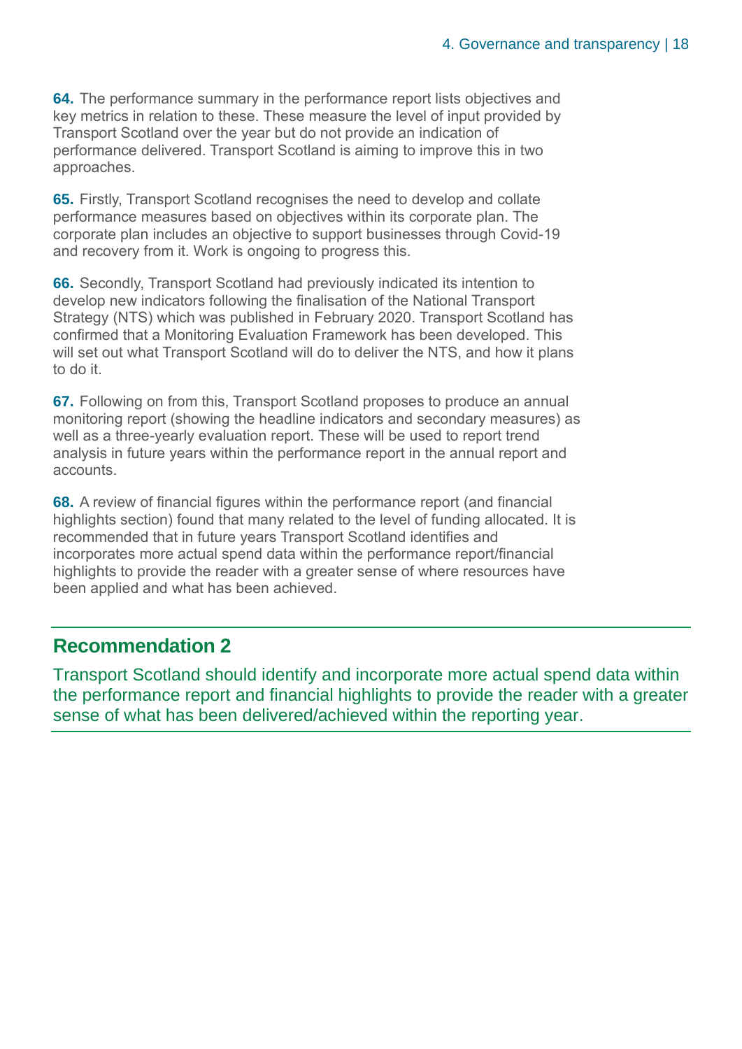**64.** The performance summary in the performance report lists objectives and key metrics in relation to these. These measure the level of input provided by Transport Scotland over the year but do not provide an indication of performance delivered. Transport Scotland is aiming to improve this in two approaches.

**65.** Firstly, Transport Scotland recognises the need to develop and collate performance measures based on objectives within its corporate plan. The corporate plan includes an objective to support businesses through Covid-19 and recovery from it. Work is ongoing to progress this.

**66.** Secondly, Transport Scotland had previously indicated its intention to develop new indicators following the finalisation of the National Transport Strategy (NTS) which was published in February 2020. Transport Scotland has confirmed that a Monitoring Evaluation Framework has been developed. This will set out what Transport Scotland will do to deliver the NTS, and how it plans to do it.

**67.** Following on from this, Transport Scotland proposes to produce an annual monitoring report (showing the headline indicators and secondary measures) as well as a three-yearly evaluation report. These will be used to report trend analysis in future years within the performance report in the annual report and accounts.

**68.** A review of financial figures within the performance report (and financial highlights section) found that many related to the level of funding allocated. It is recommended that in future years Transport Scotland identifies and incorporates more actual spend data within the performance report/financial highlights to provide the reader with a greater sense of where resources have been applied and what has been achieved.

## Recommendation 2

Transport Scotland should identify and incorporate more actual spend data within the performance report and financial highlights to provide the reader with a greater sense of what has been delivered/achieved within the reporting year.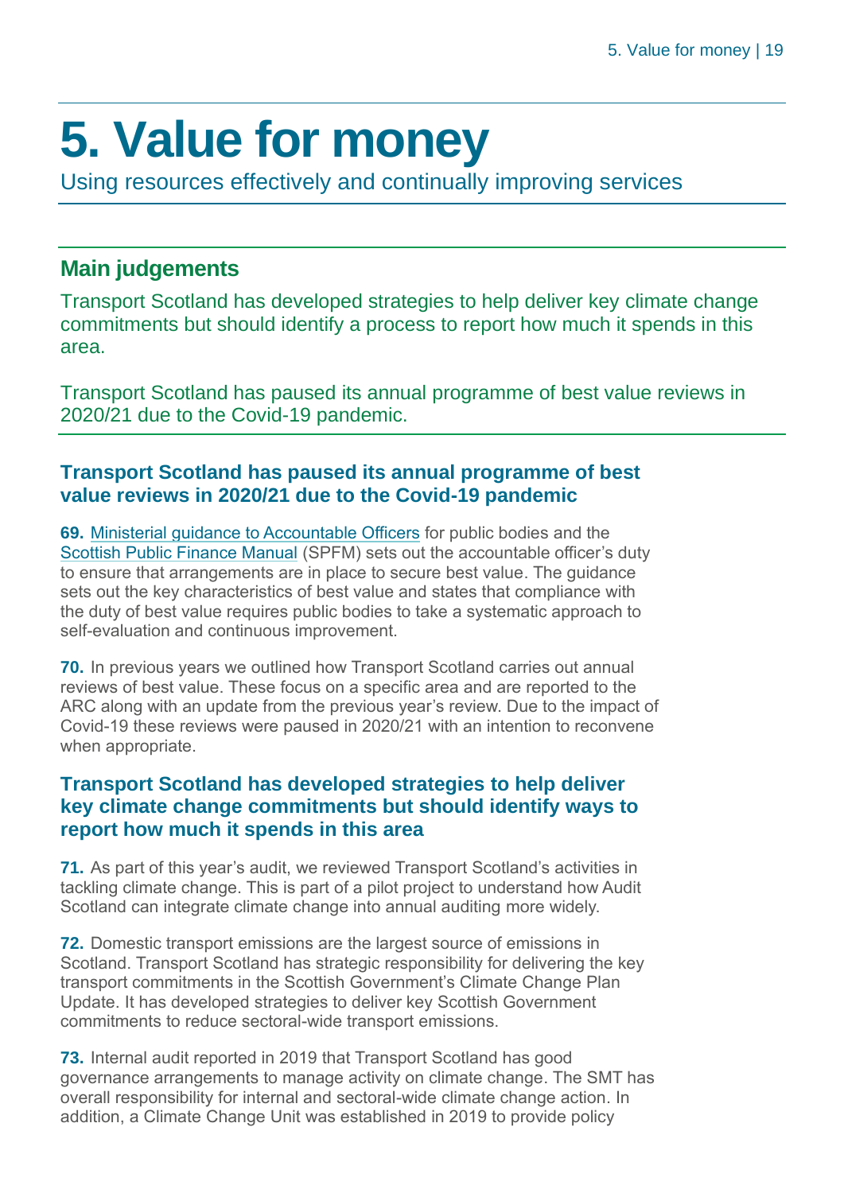# 5. Value for money

Using resources effectively and continually improving services

## Main judgements

Transport Scotland has developed strategies to help deliver key climate change commitments but should identify a process to report how much it spends in this area.

Transport Scotland has paused its annual programme of best value reviews in 2020/21 due to the Covid-19 pandemic.

### Transport Scotland has paused its annual programme of best value reviews in 2020/21 due to the Covid-19 pandemic

**69.** Ministerial guidance to Accountable Officers for public bodies and the Scottish Public Finance Manual (SPFM) sets out the accountable officer's duty to ensure that arrangements are in place to secure best value. The guidance sets out the key characteristics of best value and states that compliance with the duty of best value requires public bodies to take a systematic approach to self-evaluation and continuous improvement.

**70.** In previous years we outlined how Transport Scotland carries out annual reviews of best value. These focus on a specific area and are reported to the ARC along with an update from the previous year's review. Due to the impact of Covid-19 these reviews were paused in 2020/21 with an intention to reconvene when appropriate.

### Transport Scotland has developed strategies to help deliver key climate change commitments but should identify ways to report how much it spends in this area

**71.** As part of this year's audit, we reviewed Transport Scotland's activities in tackling climate change. This is part of a pilot project to understand how Audit Scotland can integrate climate change into annual auditing more widely.

**72.** Domestic transport emissions are the largest source of emissions in Scotland. Transport Scotland has strategic responsibility for delivering the key transport commitments in the Scottish Government's Climate Change Plan Update. It has developed strategies to deliver key Scottish Government commitments to reduce sectoral-wide transport emissions.

**73.** Internal audit reported in 2019 that Transport Scotland has good governance arrangements to manage activity on climate change. The SMT has overall responsibility for internal and sectoral-wide climate change action. In addition, a Climate Change Unit was established in 2019 to provide policy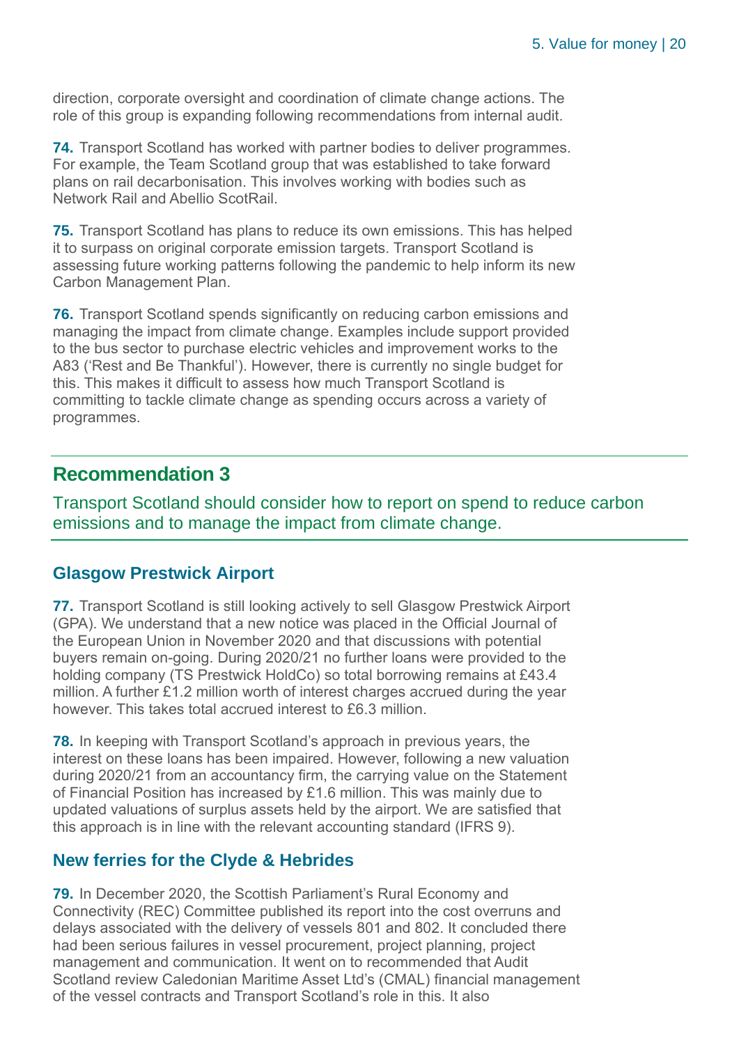direction, corporate oversight and coordination of climate change actions. The role of this group is expanding following recommendations from internal audit.

**74.** Transport Scotland has worked with partner bodies to deliver programmes. For example, the Team Scotland group that was established to take forward plans on rail decarbonisation. This involves working with bodies such as Network Rail and Abellio ScotRail.

**75.** Transport Scotland has plans to reduce its own emissions. This has helped it to surpass on original corporate emission targets. Transport Scotland is assessing future working patterns following the pandemic to help inform its new Carbon Management Plan.

**76.** Transport Scotland spends significantly on reducing carbon emissions and managing the impact from climate change. Examples include support provided to the bus sector to purchase electric vehicles and improvement works to the A83 ('Rest and Be Thankful'). However, there is currently no single budget for this. This makes it difficult to assess how much Transport Scotland is committing to tackle climate change as spending occurs across a variety of programmes.

## Recommendation 3

Transport Scotland should consider how to report on spend to reduce carbon emissions and to manage the impact from climate change.

### Glasgow Prestwick Airport

**77.** Transport Scotland is still looking actively to sell Glasgow Prestwick Airport (GPA). We understand that a new notice was placed in the Official Journal of the European Union in November 2020 and that discussions with potential buyers remain on-going. During 2020/21 no further loans were provided to the holding company (TS Prestwick HoldCo) so total borrowing remains at £43.4 million. A further £1.2 million worth of interest charges accrued during the year however. This takes total accrued interest to £6.3 million.

**78.** In keeping with Transport Scotland's approach in previous years, the interest on these loans has been impaired. However, following a new valuation during 2020/21 from an accountancy firm, the carrying value on the Statement of Financial Position has increased by £1.6 million. This was mainly due to updated valuations of surplus assets held by the airport. We are satisfied that this approach is in line with the relevant accounting standard (IFRS 9).

### New ferries for the Clyde & Hebrides

**79.** In December 2020, the Scottish Parliament's Rural Economy and Connectivity (REC) Committee published its report into the cost overruns and delays associated with the delivery of vessels 801 and 802. It concluded there had been serious failures in vessel procurement, project planning, project management and communication. It went on to recommended that Audit Scotland review Caledonian Maritime Asset Ltd's (CMAL) financial management of the vessel contracts and Transport Scotland's role in this. It also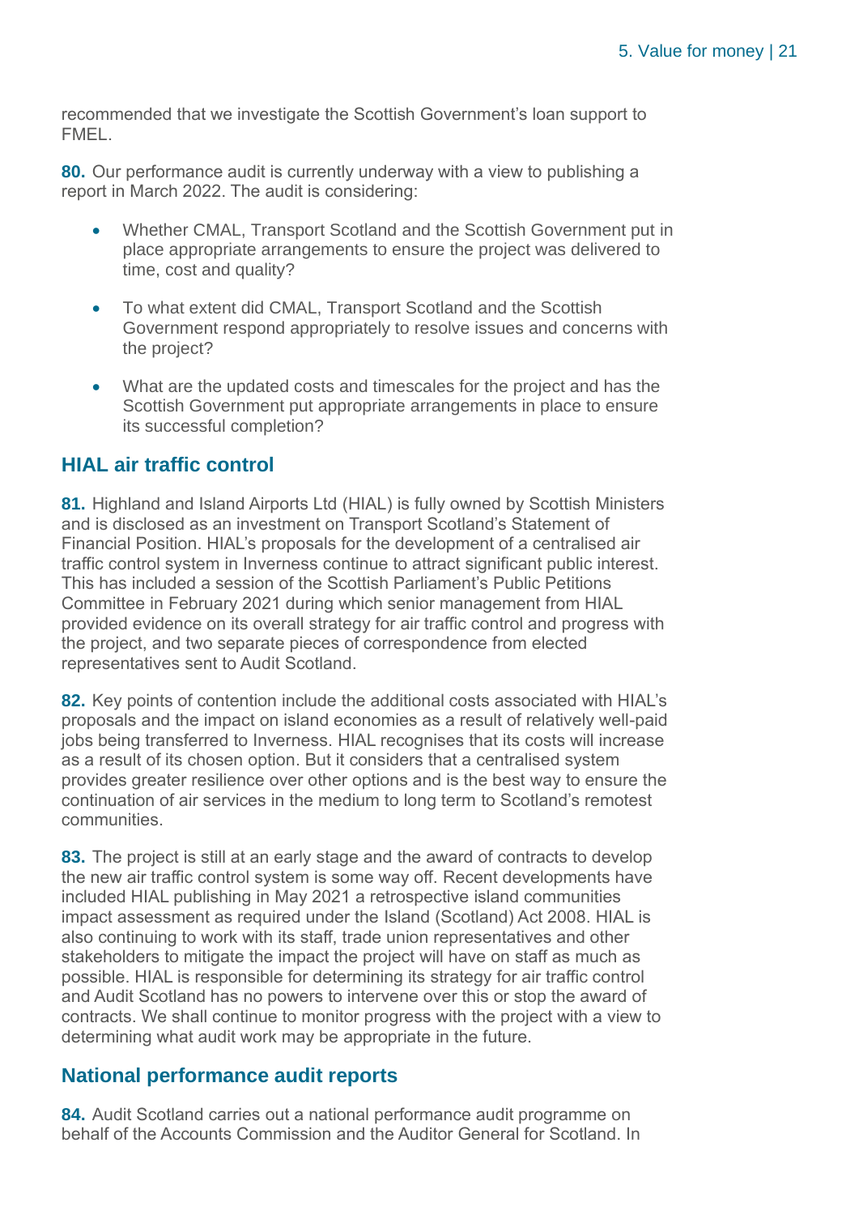recommended that we investigate the Scottish Government's loan support to FMEL.

**80.** Our performance audit is currently underway with a view to publishing a report in March 2022. The audit is considering:

- Whether CMAL, Transport Scotland and the Scottish Government put in place appropriate arrangements to ensure the project was delivered to time, cost and quality?
- To what extent did CMAL, Transport Scotland and the Scottish Government respond appropriately to resolve issues and concerns with the project?
- What are the updated costs and timescales for the project and has the Scottish Government put appropriate arrangements in place to ensure its successful completion?

## HIAL air traffic control

**81.** Highland and Island Airports Ltd (HIAL) is fully owned by Scottish Ministers and is disclosed as an investment on Transport Scotland's Statement of Financial Position. HIAL's proposals for the development of a centralised air traffic control system in Inverness continue to attract significant public interest. This has included a session of the Scottish Parliament's Public Petitions Committee in February 2021 during which senior management from HIAL provided evidence on its overall strategy for air traffic control and progress with the project, and two separate pieces of correspondence from elected representatives sent to Audit Scotland.

**82.** Key points of contention include the additional costs associated with HIAL's proposals and the impact on island economies as a result of relatively well-paid jobs being transferred to Inverness. HIAL recognises that its costs will increase as a result of its chosen option. But it considers that a centralised system provides greater resilience over other options and is the best way to ensure the continuation of air services in the medium to long term to Scotland's remotest communities.

**83.** The project is still at an early stage and the award of contracts to develop the new air traffic control system is some way off. Recent developments have included HIAL publishing in May 2021 a retrospective island communities impact assessment as required under the Island (Scotland) Act 2008. HIAL is also continuing to work with its staff, trade union representatives and other stakeholders to mitigate the impact the project will have on staff as much as possible. HIAL is responsible for determining its strategy for air traffic control and Audit Scotland has no powers to intervene over this or stop the award of contracts. We shall continue to monitor progress with the project with a view to determining what audit work may be appropriate in the future.

## National performance audit reports

**84.** Audit Scotland carries out a national performance audit programme on behalf of the Accounts Commission and the Auditor General for Scotland. In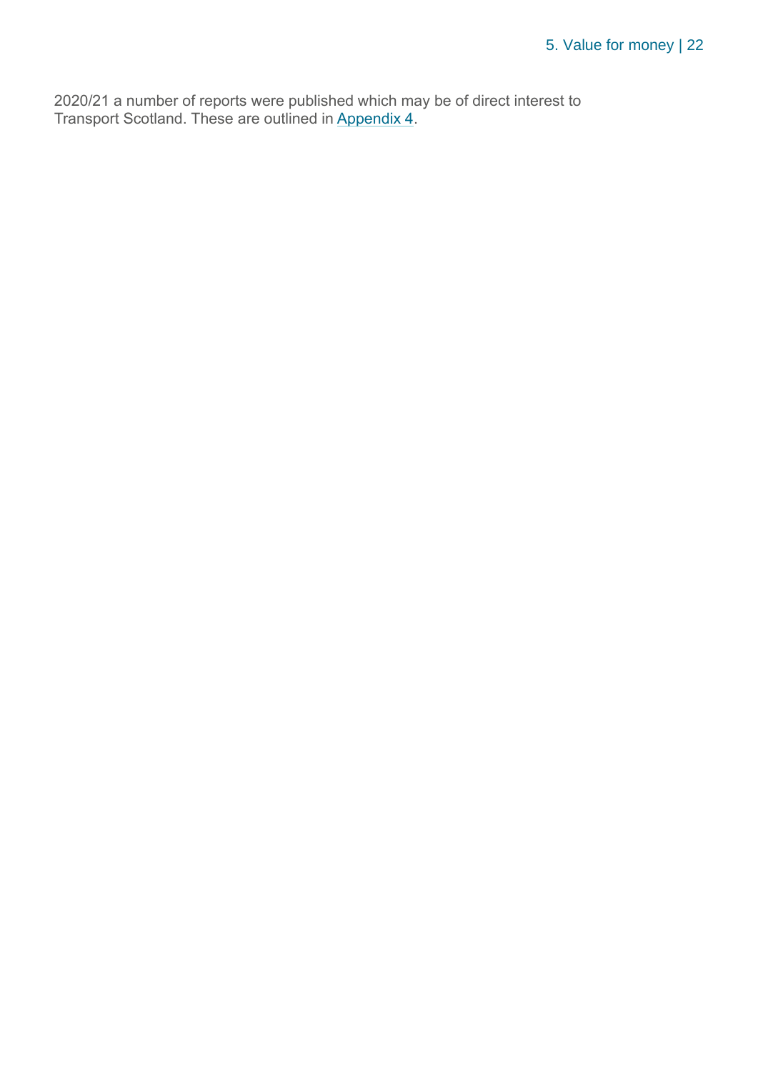2020/21 a number of reports were published which may be of direct interest to Transport Scotland. These are outlined in Appendix 4.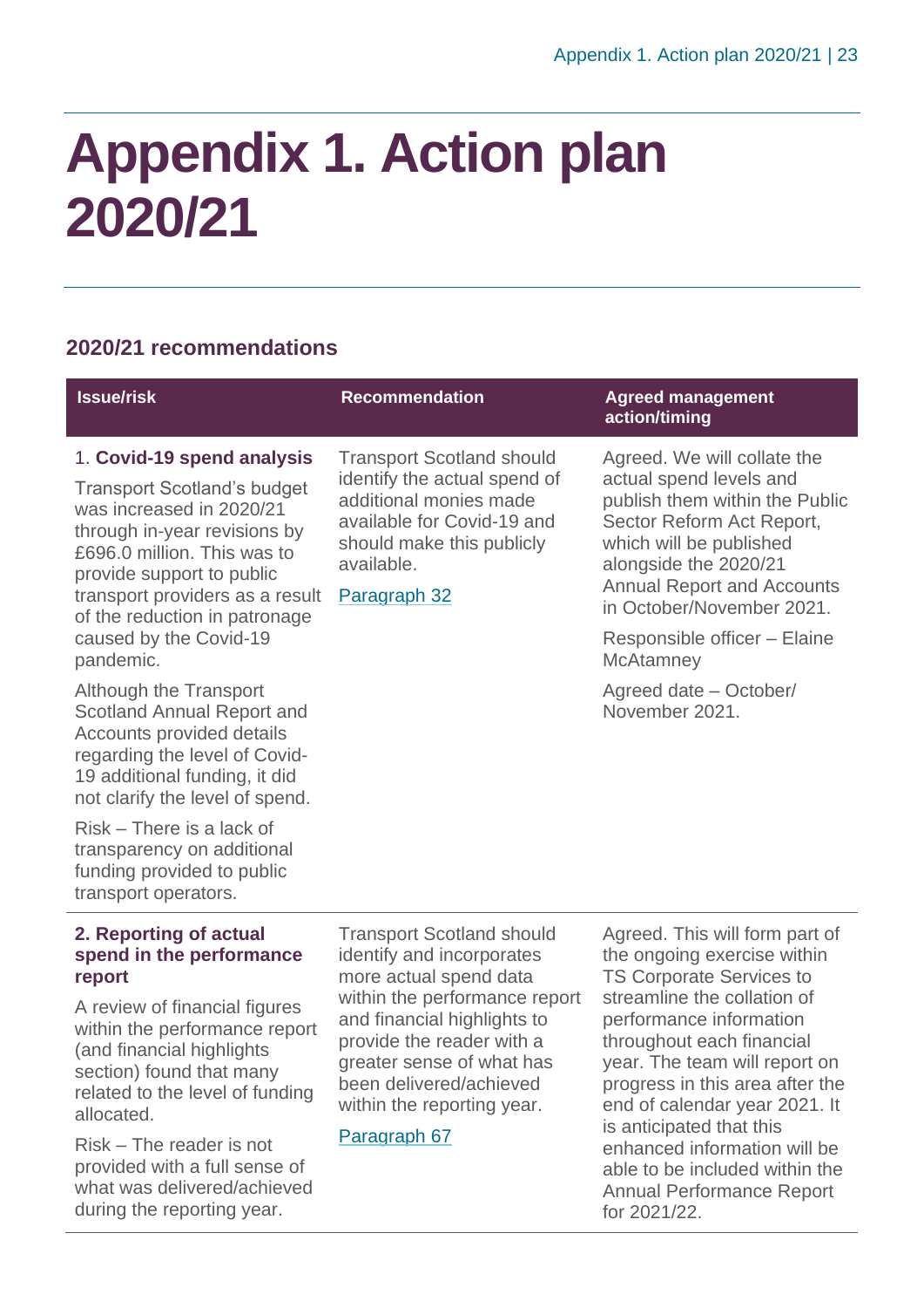# Appendix 1. Action plan 2020/21

## 2020/21 recommendations

| Issue/risk | Recommendation | Agreed management action/timing |
|---|---|---|
| 1. **Covid-19 spend analysis**<br><br>Transport Scotland's budget was increased in 2020/21 through in-year revisions by £696.0 million. This was to provide support to public transport providers as a result of the reduction in patronage caused by the Covid-19 pandemic.<br><br>Although the Transport Scotland Annual Report and Accounts provided details regarding the level of Covid-19 additional funding, it did not clarify the level of spend.<br><br>Risk – There is a lack of transparency on additional funding provided to public transport operators. | Transport Scotland should identify the actual spend of additional monies made available for Covid-19 and should make this publicly available.<br><br>Paragraph 32 | Agreed. We will collate the actual spend levels and publish them within the Public Sector Reform Act Report, which will be published alongside the 2020/21 Annual Report and Accounts in October/November 2021.<br><br>Responsible officer – Elaine McAtamney<br><br>Agreed date – October/ November 2021. |
| **2. Reporting of actual spend in the performance report**<br><br>A review of financial figures within the performance report (and financial highlights section) found that many related to the level of funding allocated.<br><br>Risk – The reader is not provided with a full sense of what was delivered/achieved during the reporting year. | Transport Scotland should identify and incorporates more actual spend data within the performance report and financial highlights to provide the reader with a greater sense of what has been delivered/achieved within the reporting year.<br><br>Paragraph 67 | Agreed. This will form part of the ongoing exercise within TS Corporate Services to streamline the collation of performance information throughout each financial year. The team will report on progress in this area after the end of calendar year 2021. It is anticipated that this enhanced information will be able to be included within the Annual Performance Report for 2021/22. |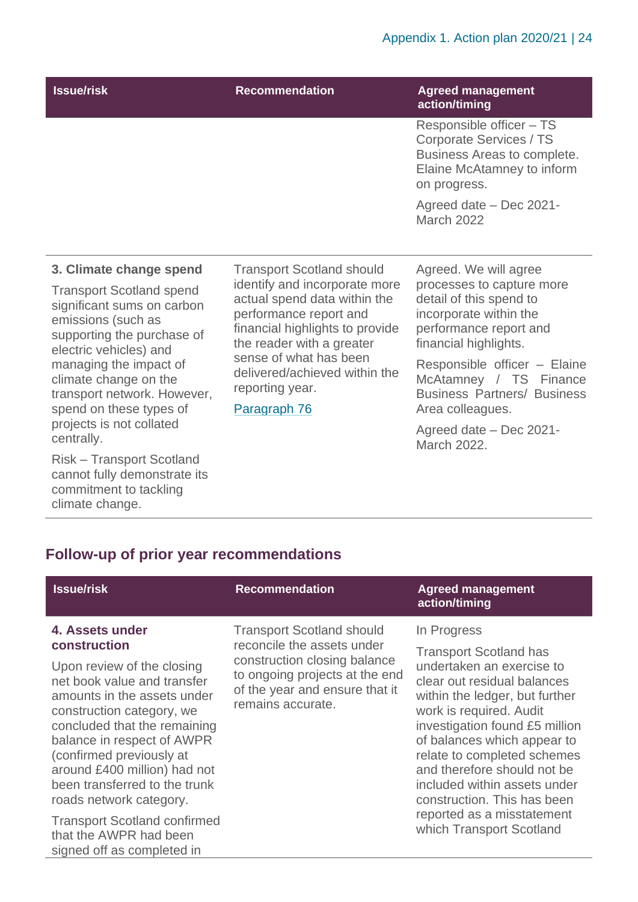| Issue/risk | Recommendation | Agreed management action/timing |
|---|---|---|
| | | Responsible officer – TS Corporate Services / TS Business Areas to complete. Elaine McAtamney to inform on progress.<br><br>Agreed date – Dec 2021-March 2022 |
| **3. Climate change spend**<br><br>Transport Scotland spend significant sums on carbon emissions (such as supporting the purchase of electric vehicles) and managing the impact of climate change on the transport network. However, spend on these types of projects is not collated centrally.<br><br>Risk – Transport Scotland cannot fully demonstrate its commitment to tackling climate change. | Transport Scotland should identify and incorporate more actual spend data within the performance report and financial highlights to provide the reader with a greater sense of what has been delivered/achieved within the reporting year.<br><br>Paragraph 76 | Agreed. We will agree processes to capture more detail of this spend to incorporate within the performance report and financial highlights.<br><br>Responsible officer – Elaine McAtamney / TS Finance Business Partners/ Business Area colleagues.<br><br>Agreed date – Dec 2021-March 2022. |

## Follow-up of prior year recommendations

| Issue/risk | Recommendation | Agreed management action/timing |
|---|---|---|
| **4. Assets under construction**<br><br>Upon review of the closing net book value and transfer amounts in the assets under construction category, we concluded that the remaining balance in respect of AWPR (confirmed previously at around £400 million) had not been transferred to the trunk roads network category.<br><br>Transport Scotland confirmed that the AWPR had been signed off as completed in | Transport Scotland should reconcile the assets under construction closing balance to ongoing projects at the end of the year and ensure that it remains accurate. | In Progress<br><br>Transport Scotland has undertaken an exercise to clear out residual balances within the ledger, but further work is required. Audit investigation found £5 million of balances which appear to relate to completed schemes and therefore should not be included within assets under construction. This has been reported as a misstatement which Transport Scotland |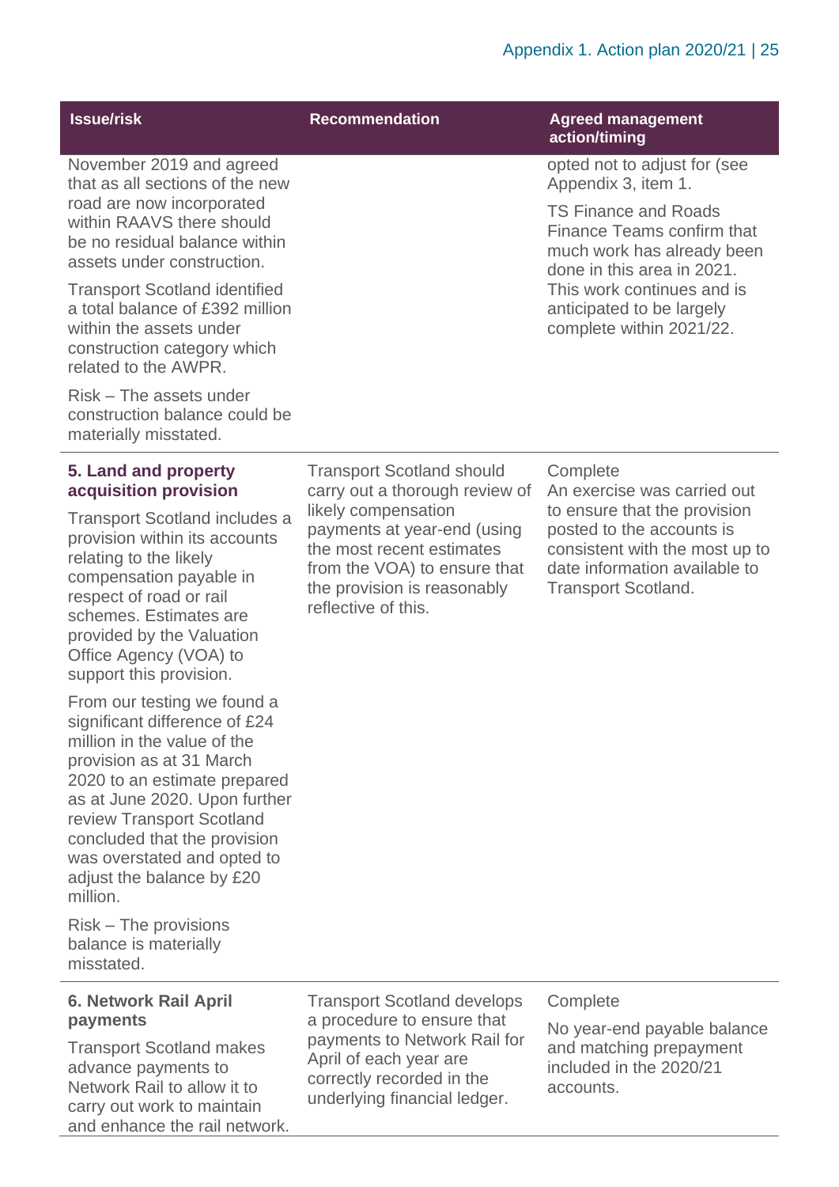| Issue/risk | Recommendation | Agreed management action/timing |
|---|---|---|
| November 2019 and agreed that as all sections of the new road are now incorporated within RAAVS there should be no residual balance within assets under construction.<br><br>Transport Scotland identified a total balance of £392 million within the assets under construction category which related to the AWPR.<br><br>Risk – The assets under construction balance could be materially misstated. | | opted not to adjust for (see Appendix 3, item 1.<br><br>TS Finance and Roads Finance Teams confirm that much work has already been done in this area in 2021. This work continues and is anticipated to be largely complete within 2021/22. |
| **5. Land and property acquisition provision**<br><br>Transport Scotland includes a provision within its accounts relating to the likely compensation payable in respect of road or rail schemes. Estimates are provided by the Valuation Office Agency (VOA) to support this provision.<br><br>From our testing we found a significant difference of £24 million in the value of the provision as at 31 March 2020 to an estimate prepared as at June 2020. Upon further review Transport Scotland concluded that the provision was overstated and opted to adjust the balance by £20 million.<br><br>Risk – The provisions balance is materially misstated. | Transport Scotland should carry out a thorough review of likely compensation payments at year-end (using the most recent estimates from the VOA) to ensure that the provision is reasonably reflective of this. | Complete<br>An exercise was carried out to ensure that the provision posted to the accounts is consistent with the most up to date information available to Transport Scotland. |
| **6. Network Rail April payments**<br><br>Transport Scotland makes advance payments to Network Rail to allow it to carry out work to maintain and enhance the rail network. | Transport Scotland develops a procedure to ensure that payments to Network Rail for April of each year are correctly recorded in the underlying financial ledger. | Complete<br><br>No year-end payable balance and matching prepayment included in the 2020/21 accounts. |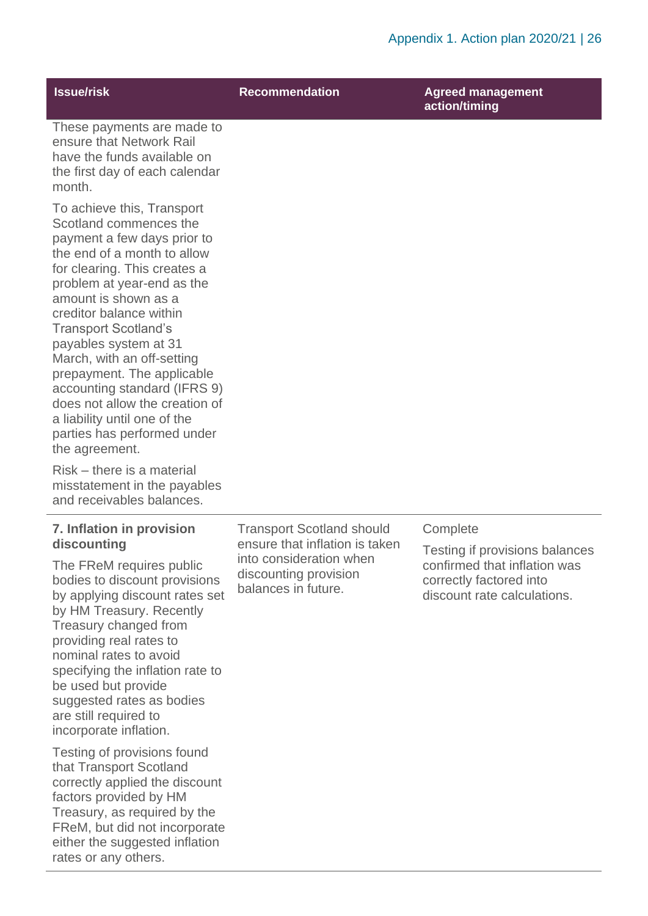| Issue/risk | Recommendation | Agreed management action/timing |
|---|---|---|
| These payments are made to ensure that Network Rail have the funds available on the first day of each calendar month.<br><br>To achieve this, Transport Scotland commences the payment a few days prior to the end of a month to allow for clearing. This creates a problem at year-end as the amount is shown as a creditor balance within Transport Scotland's payables system at 31 March, with an off-setting prepayment. The applicable accounting standard (IFRS 9) does not allow the creation of a liability until one of the parties has performed under the agreement.<br><br>Risk – there is a material misstatement in the payables and receivables balances. | | |
| **7. Inflation in provision discounting**<br><br>The FReM requires public bodies to discount provisions by applying discount rates set by HM Treasury. Recently Treasury changed from providing real rates to nominal rates to avoid specifying the inflation rate to be used but provide suggested rates as bodies are still required to incorporate inflation.<br><br>Testing of provisions found that Transport Scotland correctly applied the discount factors provided by HM Treasury, as required by the FReM, but did not incorporate either the suggested inflation rates or any others. | Transport Scotland should ensure that inflation is taken into consideration when discounting provision balances in future. | Complete<br><br>Testing if provisions balances confirmed that inflation was correctly factored into discount rate calculations. |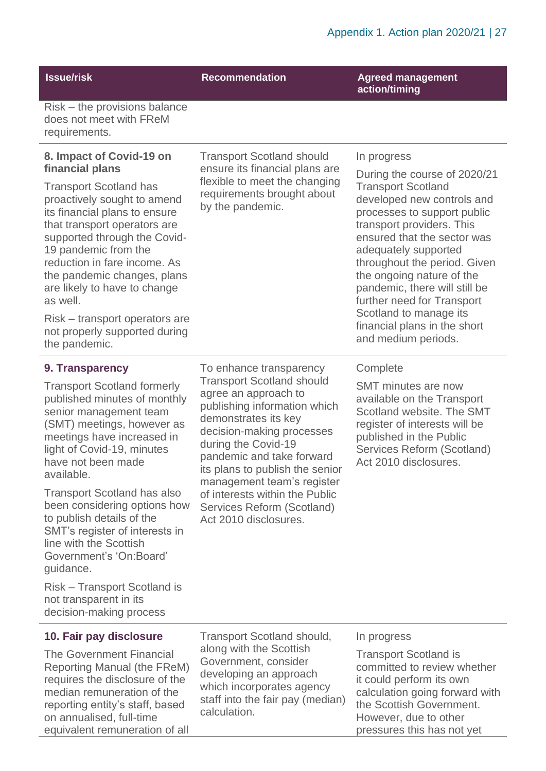| Issue/risk | Recommendation | Agreed management action/timing |
|---|---|---|
| Risk – the provisions balance does not meet with FReM requirements. | | |
| **8. Impact of Covid-19 on financial plans**<br><br>Transport Scotland has proactively sought to amend its financial plans to ensure that transport operators are supported through the Covid-19 pandemic from the reduction in fare income. As the pandemic changes, plans are likely to have to change as well.<br><br>Risk – transport operators are not properly supported during the pandemic. | Transport Scotland should ensure its financial plans are flexible to meet the changing requirements brought about by the pandemic. | In progress<br><br>During the course of 2020/21 Transport Scotland developed new controls and processes to support public transport providers. This ensured that the sector was adequately supported throughout the period. Given the ongoing nature of the pandemic, there will still be further need for Transport Scotland to manage its financial plans in the short and medium periods. |
| **9. Transparency**<br><br>Transport Scotland formerly published minutes of monthly senior management team (SMT) meetings, however as meetings have increased in light of Covid-19, minutes have not been made available.<br><br>Transport Scotland has also been considering options how to publish details of the SMT's register of interests in line with the Scottish Government's 'On:Board' guidance.<br><br>Risk – Transport Scotland is not transparent in its decision-making process | To enhance transparency Transport Scotland should agree an approach to publishing information which demonstrates its key decision-making processes during the Covid-19 pandemic and take forward its plans to publish the senior management team's register of interests within the Public Services Reform (Scotland) Act 2010 disclosures. | Complete<br><br>SMT minutes are now available on the Transport Scotland website. The SMT register of interests will be published in the Public Services Reform (Scotland) Act 2010 disclosures. |
| **10. Fair pay disclosure**<br><br>The Government Financial Reporting Manual (the FReM) requires the disclosure of the median remuneration of the reporting entity's staff, based on annualised, full-time equivalent remuneration of all | Transport Scotland should, along with the Scottish Government, consider developing an approach which incorporates agency staff into the fair pay (median) calculation. | In progress<br><br>Transport Scotland is committed to review whether it could perform its own calculation going forward with the Scottish Government. However, due to other pressures this has not yet |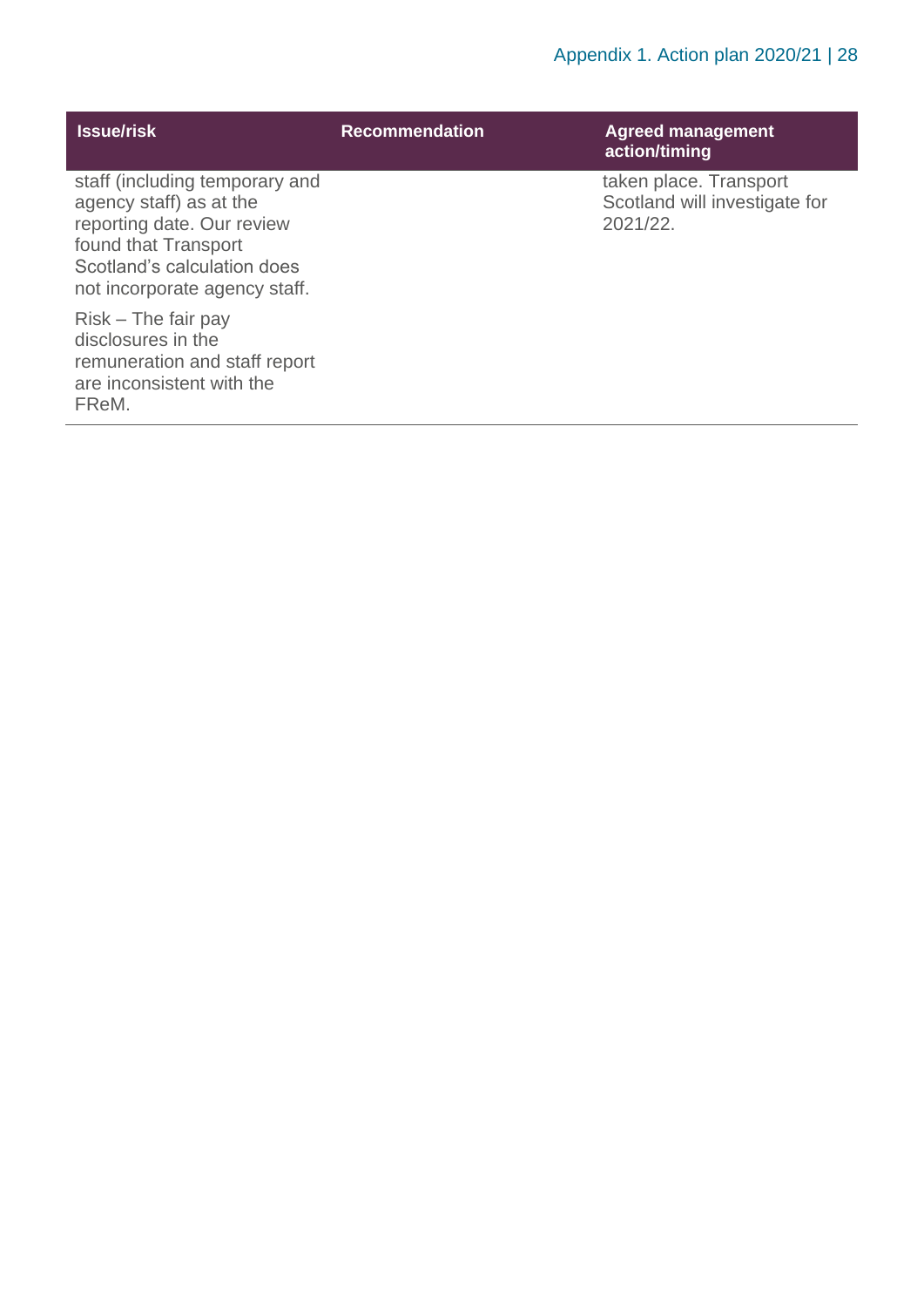| Issue/risk | Recommendation | Agreed management action/timing |
|---|---|---|
| staff (including temporary and agency staff) as at the reporting date. Our review found that Transport Scotland's calculation does not incorporate agency staff.<br><br>Risk – The fair pay disclosures in the remuneration and staff report are inconsistent with the FReM. | | taken place. Transport Scotland will investigate for 2021/22. |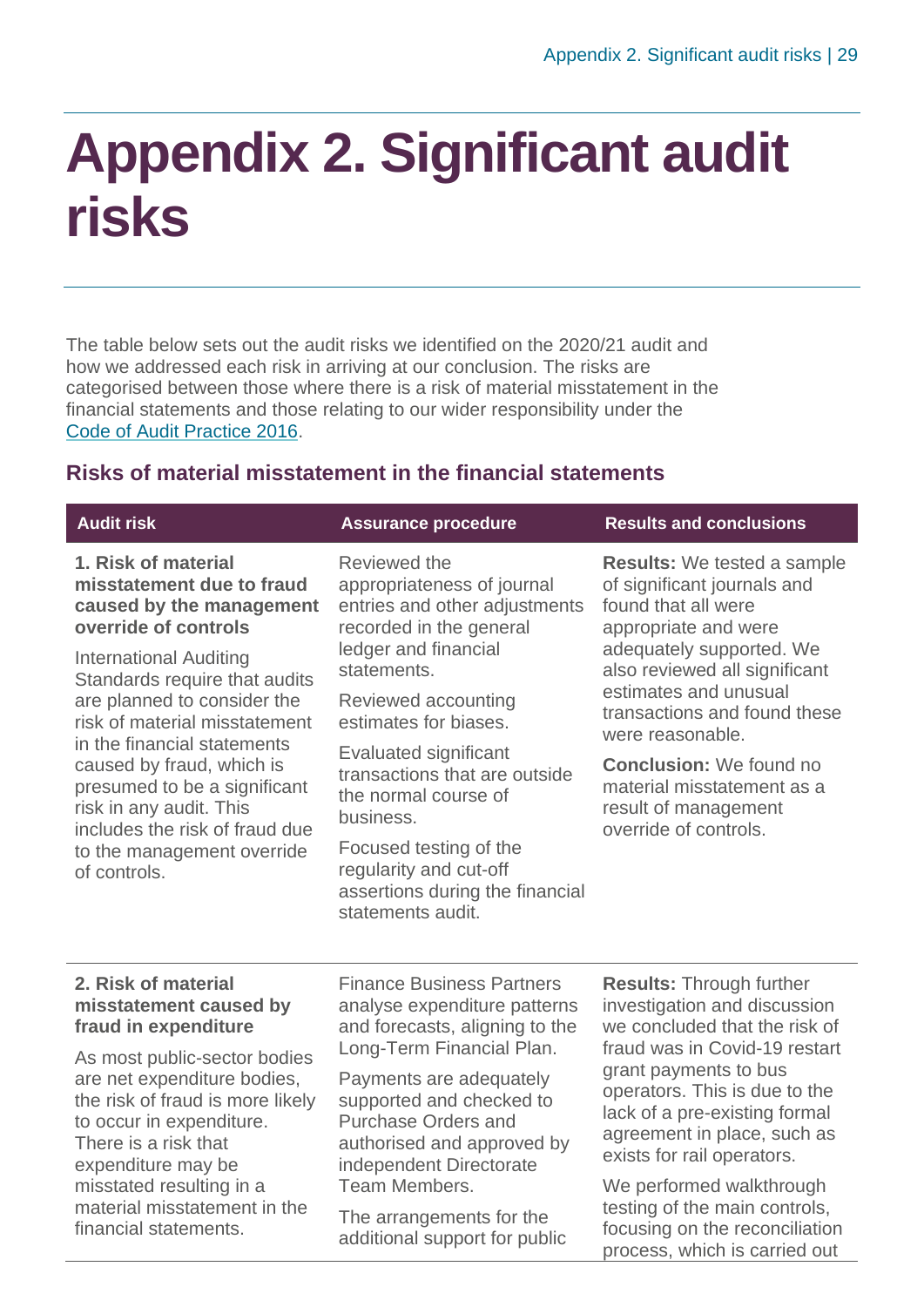# Appendix 2. Significant audit risks

The table below sets out the audit risks we identified on the 2020/21 audit and how we addressed each risk in arriving at our conclusion. The risks are categorised between those where there is a risk of material misstatement in the financial statements and those relating to our wider responsibility under the Code of Audit Practice 2016.

## Risks of material misstatement in the financial statements

| Audit risk | Assurance procedure | Results and conclusions |
|---|---|---|
| **1. Risk of material misstatement due to fraud caused by the management override of controls**<br><br>International Auditing Standards require that audits are planned to consider the risk of material misstatement in the financial statements caused by fraud, which is presumed to be a significant risk in any audit. This includes the risk of fraud due to the management override of controls. | Reviewed the appropriateness of journal entries and other adjustments recorded in the general ledger and financial statements.<br><br>Reviewed accounting estimates for biases.<br><br>Evaluated significant transactions that are outside the normal course of business.<br><br>Focused testing of the regularity and cut-off assertions during the financial statements audit. | **Results:** We tested a sample of significant journals and found that all were appropriate and were adequately supported. We also reviewed all significant estimates and unusual transactions and found these were reasonable.<br><br>**Conclusion:** We found no material misstatement as a result of management override of controls. |
| **2. Risk of material misstatement caused by fraud in expenditure**<br><br>As most public-sector bodies are net expenditure bodies, the risk of fraud is more likely to occur in expenditure. There is a risk that expenditure may be misstated resulting in a material misstatement in the financial statements. | Finance Business Partners analyse expenditure patterns and forecasts, aligning to the Long-Term Financial Plan.<br><br>Payments are adequately supported and checked to Purchase Orders and authorised and approved by independent Directorate Team Members.<br><br>The arrangements for the additional support for public | **Results:** Through further investigation and discussion we concluded that the risk of fraud was in Covid-19 restart grant payments to bus operators. This is due to the lack of a pre-existing formal agreement in place, such as exists for rail operators.<br><br>We performed walkthrough testing of the main controls, focusing on the reconciliation process, which is carried out |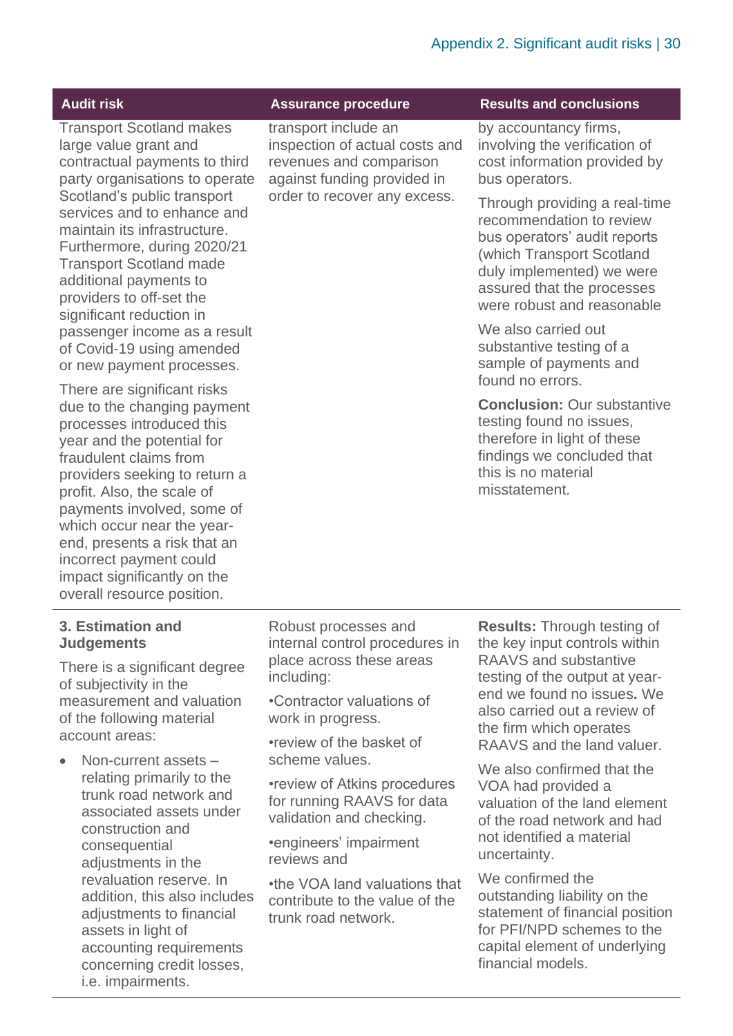| Audit risk | Assurance procedure | Results and conclusions |
|---|---|---|
| Transport Scotland makes large value grant and contractual payments to third party organisations to operate Scotland's public transport services and to enhance and maintain its infrastructure. Furthermore, during 2020/21 Transport Scotland made additional payments to providers to off-set the significant reduction in passenger income as a result of Covid-19 using amended or new payment processes.<br><br>There are significant risks due to the changing payment processes introduced this year and the potential for fraudulent claims from providers seeking to return a profit. Also, the scale of payments involved, some of which occur near the year-end, presents a risk that an incorrect payment could impact significantly on the overall resource position. | transport include an inspection of actual costs and revenues and comparison against funding provided in order to recover any excess. | by accountancy firms, involving the verification of cost information provided by bus operators.<br><br>Through providing a real-time recommendation to review bus operators' audit reports (which Transport Scotland duly implemented) we were assured that the processes were robust and reasonable<br><br>We also carried out substantive testing of a sample of payments and found no errors.<br><br>**Conclusion:** Our substantive testing found no issues, therefore in light of these findings we concluded that this is no material misstatement. |
| **3. Estimation and Judgements**<br><br>There is a significant degree of subjectivity in the measurement and valuation of the following material account areas:<br><br>• Non-current assets – relating primarily to the trunk road network and associated assets under construction and consequential adjustments in the revaluation reserve. In addition, this also includes adjustments to financial assets in light of accounting requirements concerning credit losses, i.e. impairments. | Robust processes and internal control procedures in place across these areas including:<br><br>•Contractor valuations of work in progress.<br><br>•review of the basket of scheme values.<br><br>•review of Atkins procedures for running RAAVS for data validation and checking.<br><br>•engineers' impairment reviews and<br><br>•the VOA land valuations that contribute to the value of the trunk road network. | **Results:** Through testing of the key input controls within RAAVS and substantive testing of the output at year-end we found no issues**.** We also carried out a review of the firm which operates RAAVS and the land valuer.<br><br>We also confirmed that the VOA had provided a valuation of the land element of the road network and had not identified a material uncertainty.<br><br>We confirmed the outstanding liability on the statement of financial position for PFI/NPD schemes to the capital element of underlying financial models. |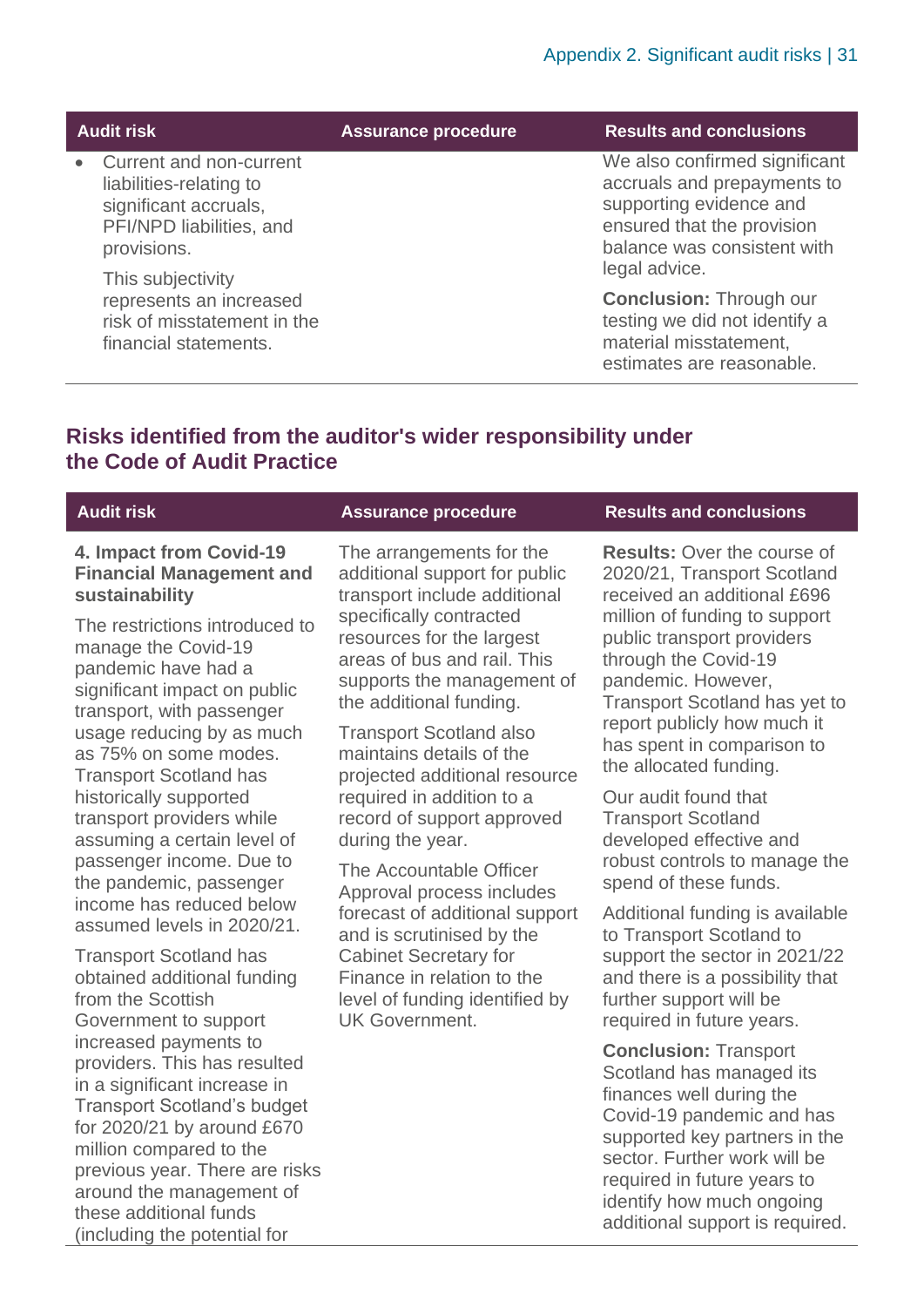| Audit risk | Assurance procedure | Results and conclusions |
|---|---|---|
| • Current and non-current liabilities-relating to significant accruals, PFI/NPD liabilities, and provisions.<br><br>This subjectivity represents an increased risk of misstatement in the financial statements. | | We also confirmed significant accruals and prepayments to supporting evidence and ensured that the provision balance was consistent with legal advice.<br><br>**Conclusion:** Through our testing we did not identify a material misstatement, estimates are reasonable. |

## Risks identified from the auditor's wider responsibility under the Code of Audit Practice

| Audit risk | Assurance procedure | Results and conclusions |
|---|---|---|
| **4. Impact from Covid-19 Financial Management and sustainability**<br><br>The restrictions introduced to manage the Covid-19 pandemic have had a significant impact on public transport, with passenger usage reducing by as much as 75% on some modes. Transport Scotland has historically supported transport providers while assuming a certain level of passenger income. Due to the pandemic, passenger income has reduced below assumed levels in 2020/21.<br><br>Transport Scotland has obtained additional funding from the Scottish Government to support increased payments to providers. This has resulted in a significant increase in Transport Scotland's budget for 2020/21 by around £670 million compared to the previous year. There are risks around the management of these additional funds (including the potential for | The arrangements for the additional support for public transport include additional specifically contracted resources for the largest areas of bus and rail. This supports the management of the additional funding.<br><br>Transport Scotland also maintains details of the projected additional resource required in addition to a record of support approved during the year.<br><br>The Accountable Officer Approval process includes forecast of additional support and is scrutinised by the Cabinet Secretary for Finance in relation to the level of funding identified by UK Government. | **Results:** Over the course of 2020/21, Transport Scotland received an additional £696 million of funding to support public transport providers through the Covid-19 pandemic. However, Transport Scotland has yet to report publicly how much it has spent in comparison to the allocated funding.<br><br>Our audit found that Transport Scotland developed effective and robust controls to manage the spend of these funds.<br><br>Additional funding is available to Transport Scotland to support the sector in 2021/22 and there is a possibility that further support will be required in future years.<br><br>**Conclusion:** Transport Scotland has managed its finances well during the Covid-19 pandemic and has supported key partners in the sector. Further work will be required in future years to identify how much ongoing additional support is required. |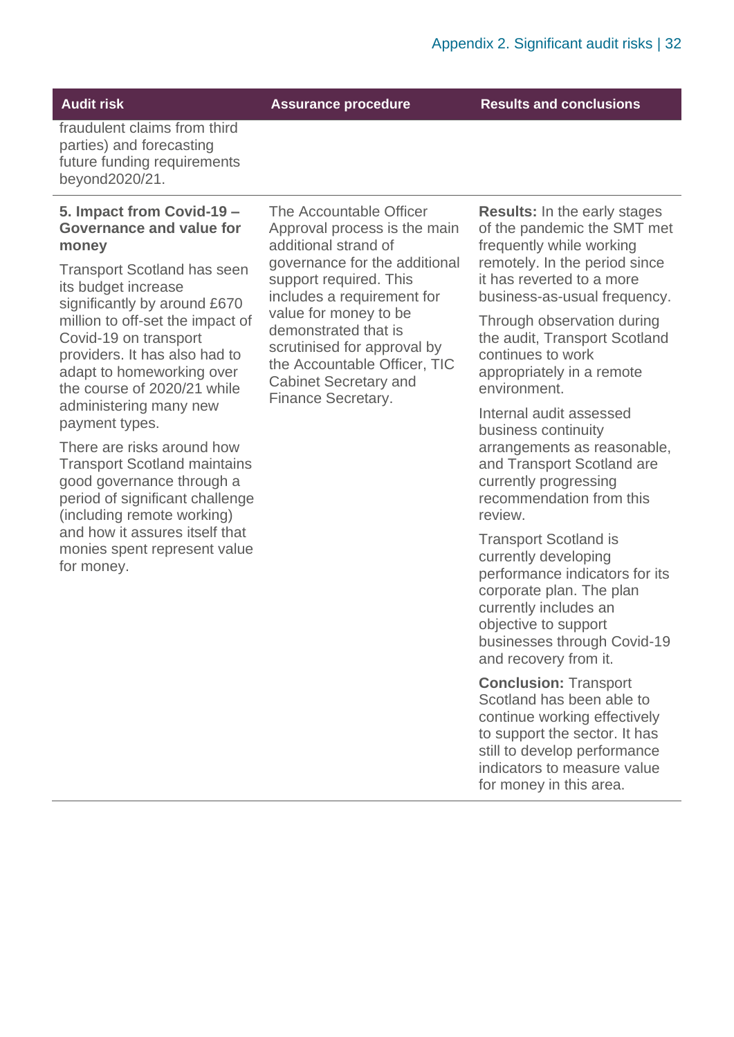| Audit risk | Assurance procedure | Results and conclusions |
|---|---|---|
| fraudulent claims from third parties) and forecasting future funding requirements beyond2020/21. | | |
| **5. Impact from Covid-19 – Governance and value for money**<br><br>Transport Scotland has seen its budget increase significantly by around £670 million to off-set the impact of Covid-19 on transport providers. It has also had to adapt to homeworking over the course of 2020/21 while administering many new payment types.<br><br>There are risks around how Transport Scotland maintains good governance through a period of significant challenge (including remote working) and how it assures itself that monies spent represent value for money. | The Accountable Officer Approval process is the main additional strand of governance for the additional support required. This includes a requirement for value for money to be demonstrated that is scrutinised for approval by the Accountable Officer, TIC Cabinet Secretary and Finance Secretary. | **Results:** In the early stages of the pandemic the SMT met frequently while working remotely. In the period since it has reverted to a more business-as-usual frequency.<br><br>Through observation during the audit, Transport Scotland continues to work appropriately in a remote environment.<br><br>Internal audit assessed business continuity arrangements as reasonable, and Transport Scotland are currently progressing recommendation from this review.<br><br>Transport Scotland is currently developing performance indicators for its corporate plan. The plan currently includes an objective to support businesses through Covid-19 and recovery from it.<br><br>**Conclusion:** Transport Scotland has been able to continue working effectively to support the sector. It has still to develop performance indicators to measure value for money in this area. |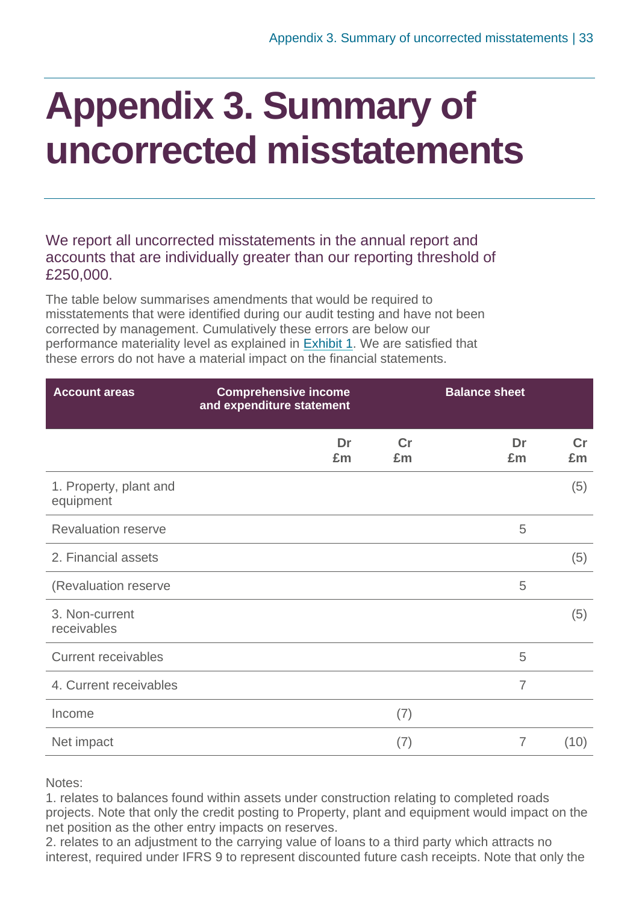# Appendix 3. Summary of uncorrected misstatements

We report all uncorrected misstatements in the annual report and accounts that are individually greater than our reporting threshold of £250,000.

The table below summarises amendments that would be required to misstatements that were identified during our audit testing and have not been corrected by management. Cumulatively these errors are below our performance materiality level as explained in Exhibit 1. We are satisfied that these errors do not have a material impact on the financial statements.

| Account areas | Comprehensive income and expenditure statement | | Balance sheet | |
|---|---|---|---|---|
| | Dr £m | Cr £m | Dr £m | Cr £m |
| 1. Property, plant and equipment | | | | (5) |
| Revaluation reserve | | | 5 | |
| 2. Financial assets | | | | (5) |
| (Revaluation reserve | | | 5 | |
| 3. Non-current receivables | | | | (5) |
| Current receivables | | | 5 | |
| 4. Current receivables | | | 7 | |
| Income | | (7) | | |
| Net impact | | (7) | 7 | (10) |

Notes:
1. relates to balances found within assets under construction relating to completed roads projects. Note that only the credit posting to Property, plant and equipment would impact on the net position as the other entry impacts on reserves.
2. relates to an adjustment to the carrying value of loans to a third party which attracts no interest, required under IFRS 9 to represent discounted future cash receipts. Note that only the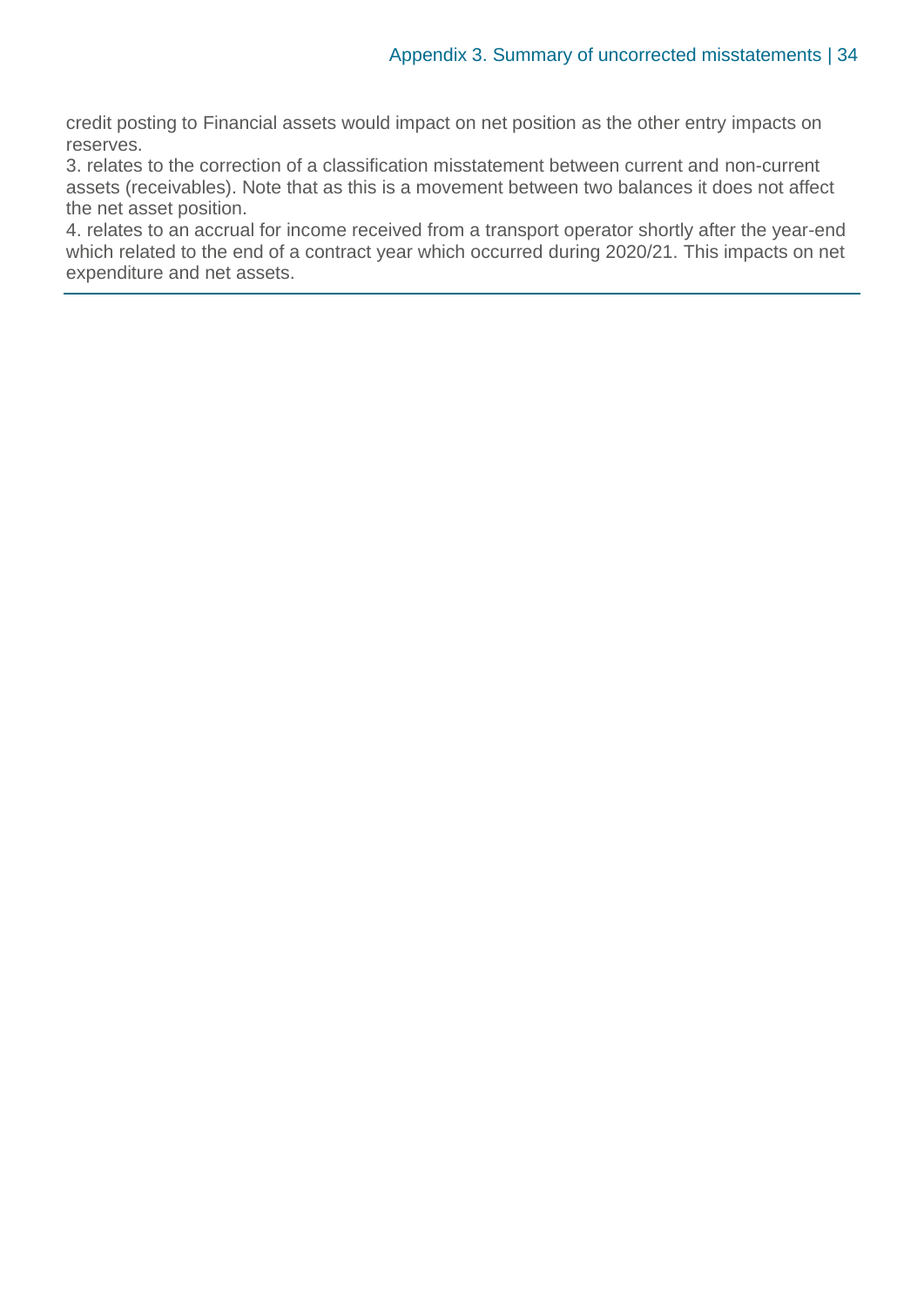credit posting to Financial assets would impact on net position as the other entry impacts on reserves.

3. relates to the correction of a classification misstatement between current and non-current assets (receivables). Note that as this is a movement between two balances it does not affect the net asset position.

4. relates to an accrual for income received from a transport operator shortly after the year-end which related to the end of a contract year which occurred during 2020/21. This impacts on net expenditure and net assets.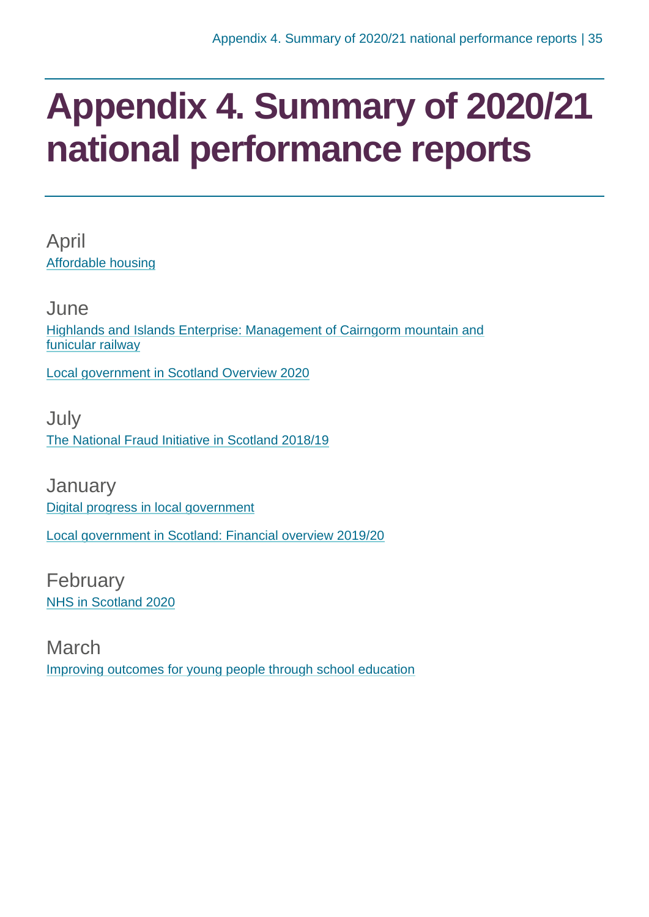# Appendix 4. Summary of 2020/21 national performance reports

April

Affordable housing

June

Highlands and Islands Enterprise: Management of Cairngorm mountain and funicular railway

Local government in Scotland Overview 2020

July

The National Fraud Initiative in Scotland 2018/19

January

Digital progress in local government

Local government in Scotland: Financial overview 2019/20

February

NHS in Scotland 2020

March

Improving outcomes for young people through school education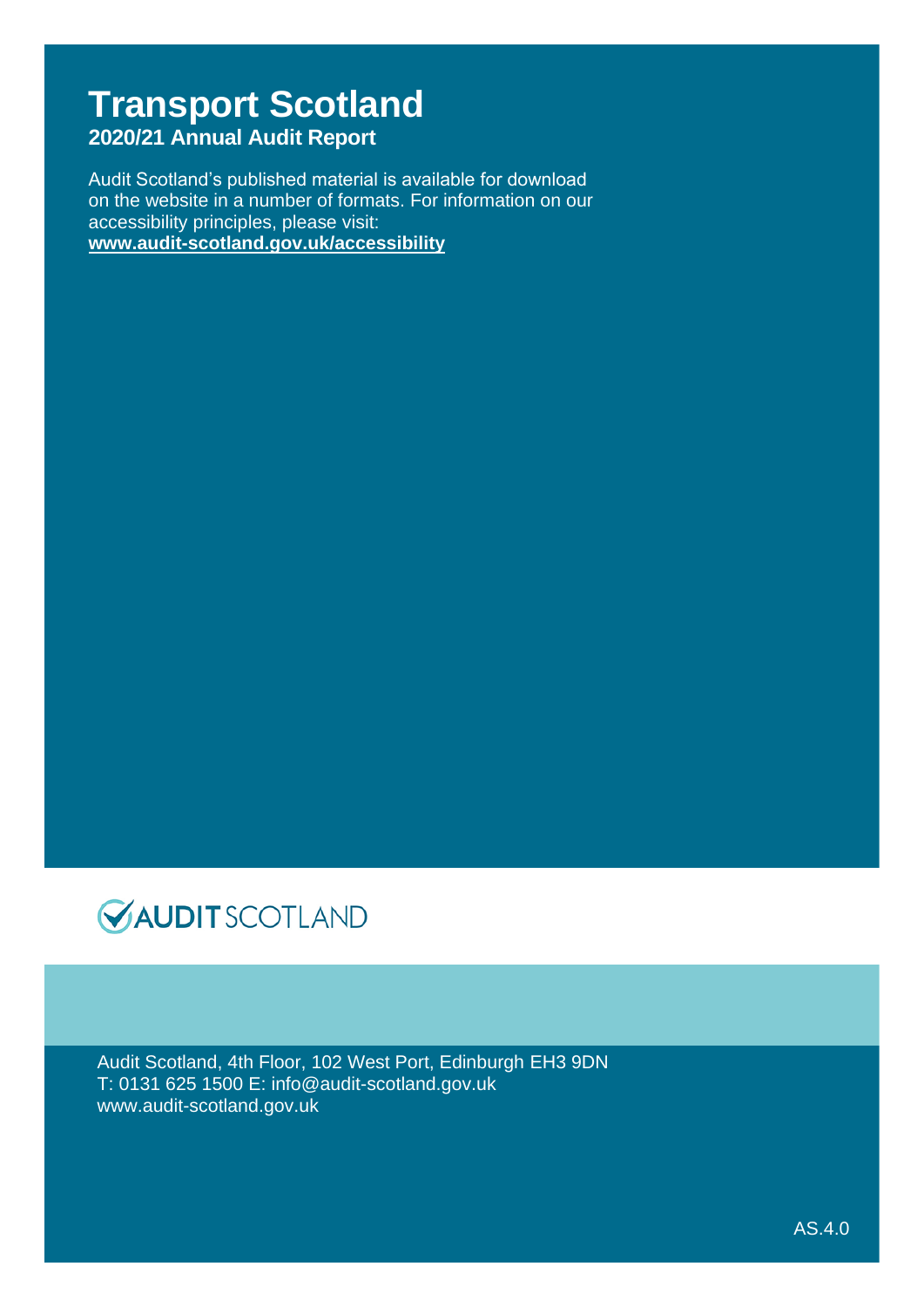# Transport Scotland

## 2020/21 Annual Audit Report

Audit Scotland's published material is available for download on the website in a number of formats. For information on our accessibility principles, please visit:
**www.audit-scotland.gov.uk/accessibility**

AUDIT SCOTLAND

Audit Scotland, 4th Floor, 102 West Port, Edinburgh EH3 9DN
T: 0131 625 1500 E: info@audit-scotland.gov.uk
www.audit-scotland.gov.uk

AS.4.0